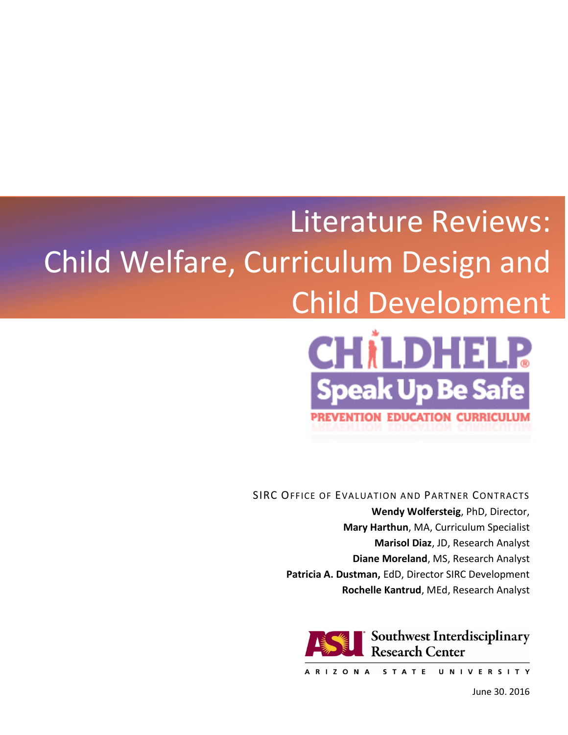# Literature Reviews: Child Welfare, Curriculum Design and Child Development

CHILDHELP®
Speak Up Be Safe
PREVENTION EDUCATION CURRICULUM

SIRC OFFICE OF EVALUATION AND PARTNER CONTRACTS

**Wendy Wolfersteig**, PhD, Director,
**Mary Harthun**, MA, Curriculum Specialist
**Marisol Diaz**, JD, Research Analyst
**Diane Moreland**, MS, Research Analyst
**Patricia A. Dustman,** EdD, Director SIRC Development
**Rochelle Kantrud**, MEd, Research Analyst

Southwest Interdisciplinary Research Center
ARIZONA STATE UNIVERSITY

June 30. 2016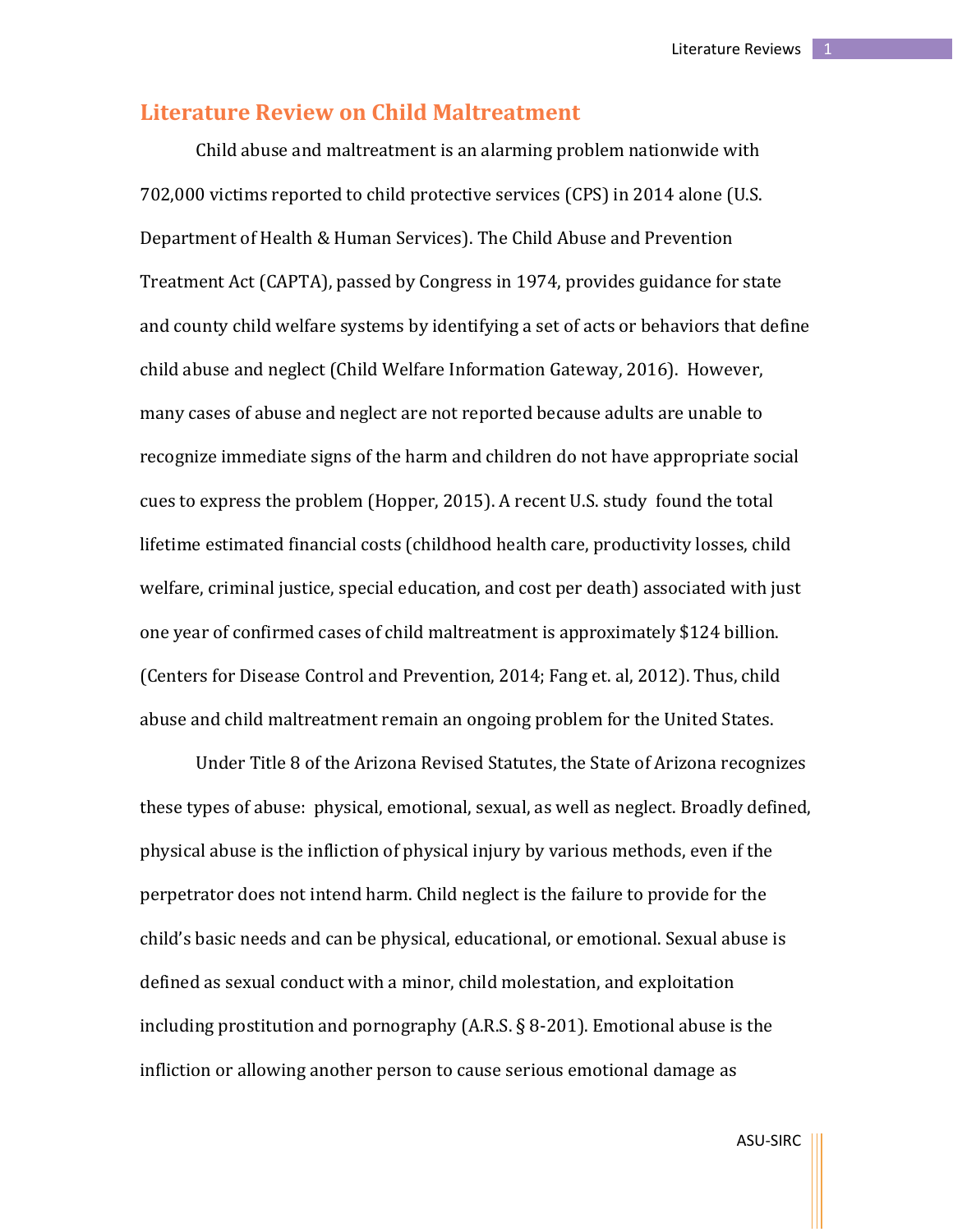## Literature Review on Child Maltreatment

Child abuse and maltreatment is an alarming problem nationwide with 702,000 victims reported to child protective services (CPS) in 2014 alone (U.S. Department of Health & Human Services). The Child Abuse and Prevention Treatment Act (CAPTA), passed by Congress in 1974, provides guidance for state and county child welfare systems by identifying a set of acts or behaviors that define child abuse and neglect (Child Welfare Information Gateway, 2016). However, many cases of abuse and neglect are not reported because adults are unable to recognize immediate signs of the harm and children do not have appropriate social cues to express the problem (Hopper, 2015). A recent U.S. study found the total lifetime estimated financial costs (childhood health care, productivity losses, child welfare, criminal justice, special education, and cost per death) associated with just one year of confirmed cases of child maltreatment is approximately $124 billion. (Centers for Disease Control and Prevention, 2014; Fang et. al, 2012). Thus, child abuse and child maltreatment remain an ongoing problem for the United States.

Under Title 8 of the Arizona Revised Statutes, the State of Arizona recognizes these types of abuse: physical, emotional, sexual, as well as neglect. Broadly defined, physical abuse is the infliction of physical injury by various methods, even if the perpetrator does not intend harm. Child neglect is the failure to provide for the child's basic needs and can be physical, educational, or emotional. Sexual abuse is defined as sexual conduct with a minor, child molestation, and exploitation including prostitution and pornography (A.R.S. § 8-201). Emotional abuse is the infliction or allowing another person to cause serious emotional damage as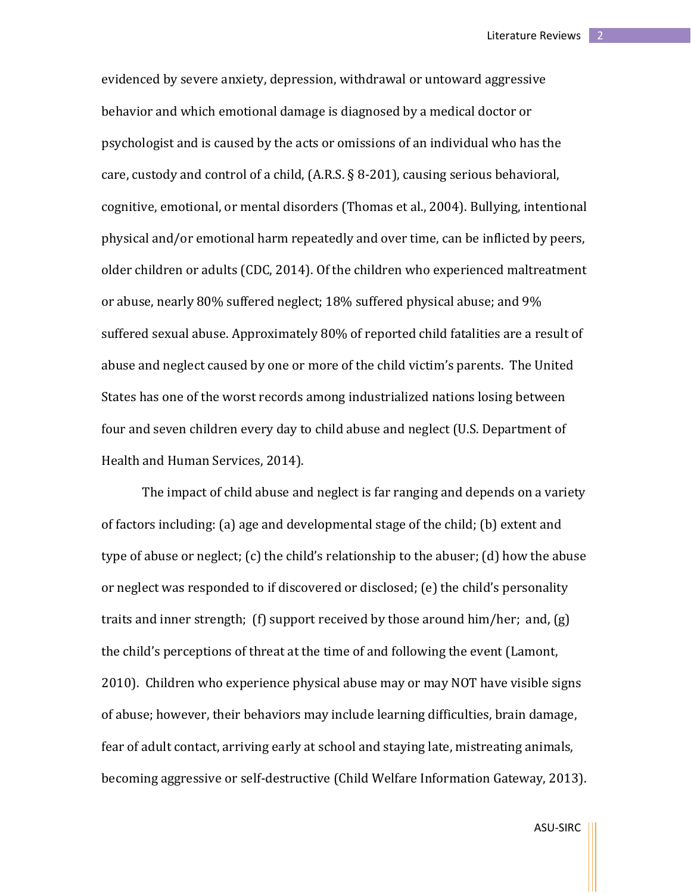evidenced by severe anxiety, depression, withdrawal or untoward aggressive behavior and which emotional damage is diagnosed by a medical doctor or psychologist and is caused by the acts or omissions of an individual who has the care, custody and control of a child, (A.R.S. § 8-201), causing serious behavioral, cognitive, emotional, or mental disorders (Thomas et al., 2004). Bullying, intentional physical and/or emotional harm repeatedly and over time, can be inflicted by peers, older children or adults (CDC, 2014). Of the children who experienced maltreatment or abuse, nearly 80% suffered neglect; 18% suffered physical abuse; and 9% suffered sexual abuse. Approximately 80% of reported child fatalities are a result of abuse and neglect caused by one or more of the child victim's parents. The United States has one of the worst records among industrialized nations losing between four and seven children every day to child abuse and neglect (U.S. Department of Health and Human Services, 2014).

The impact of child abuse and neglect is far ranging and depends on a variety of factors including: (a) age and developmental stage of the child; (b) extent and type of abuse or neglect; (c) the child's relationship to the abuser; (d) how the abuse or neglect was responded to if discovered or disclosed; (e) the child's personality traits and inner strength; (f) support received by those around him/her; and, (g) the child's perceptions of threat at the time of and following the event (Lamont, 2010). Children who experience physical abuse may or may NOT have visible signs of abuse; however, their behaviors may include learning difficulties, brain damage, fear of adult contact, arriving early at school and staying late, mistreating animals, becoming aggressive or self-destructive (Child Welfare Information Gateway, 2013).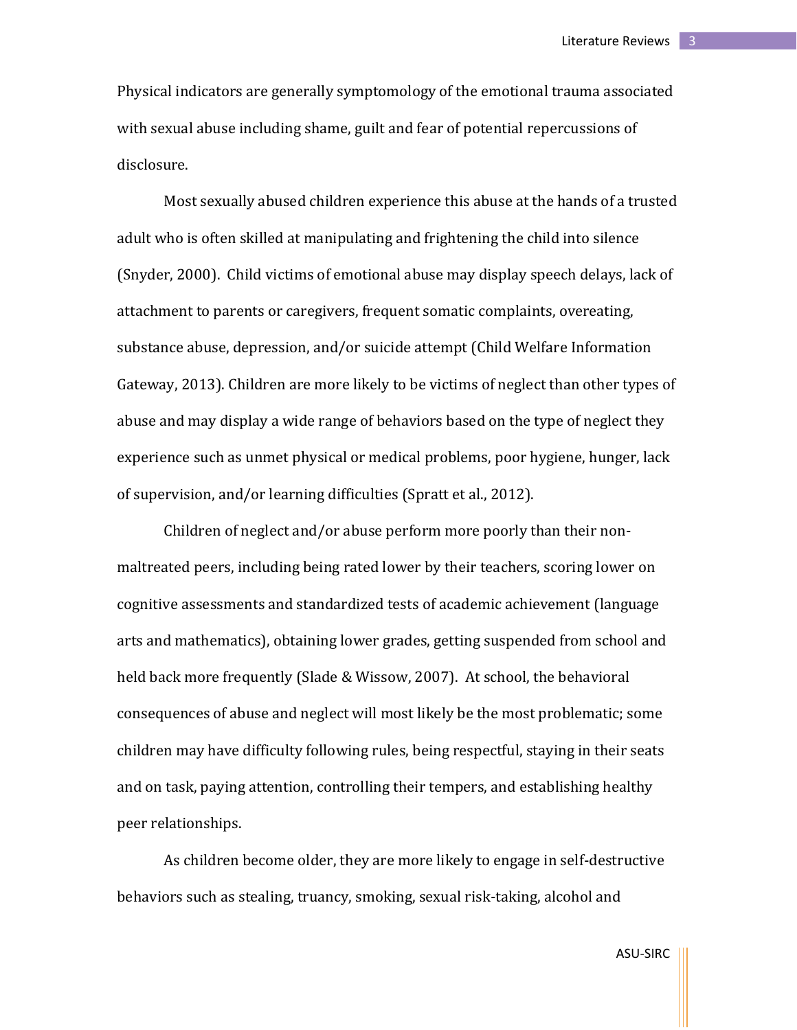Physical indicators are generally symptomology of the emotional trauma associated with sexual abuse including shame, guilt and fear of potential repercussions of disclosure.

Most sexually abused children experience this abuse at the hands of a trusted adult who is often skilled at manipulating and frightening the child into silence (Snyder, 2000). Child victims of emotional abuse may display speech delays, lack of attachment to parents or caregivers, frequent somatic complaints, overeating, substance abuse, depression, and/or suicide attempt (Child Welfare Information Gateway, 2013). Children are more likely to be victims of neglect than other types of abuse and may display a wide range of behaviors based on the type of neglect they experience such as unmet physical or medical problems, poor hygiene, hunger, lack of supervision, and/or learning difficulties (Spratt et al., 2012).

Children of neglect and/or abuse perform more poorly than their non-maltreated peers, including being rated lower by their teachers, scoring lower on cognitive assessments and standardized tests of academic achievement (language arts and mathematics), obtaining lower grades, getting suspended from school and held back more frequently (Slade & Wissow, 2007). At school, the behavioral consequences of abuse and neglect will most likely be the most problematic; some children may have difficulty following rules, being respectful, staying in their seats and on task, paying attention, controlling their tempers, and establishing healthy peer relationships.

As children become older, they are more likely to engage in self-destructive behaviors such as stealing, truancy, smoking, sexual risk-taking, alcohol and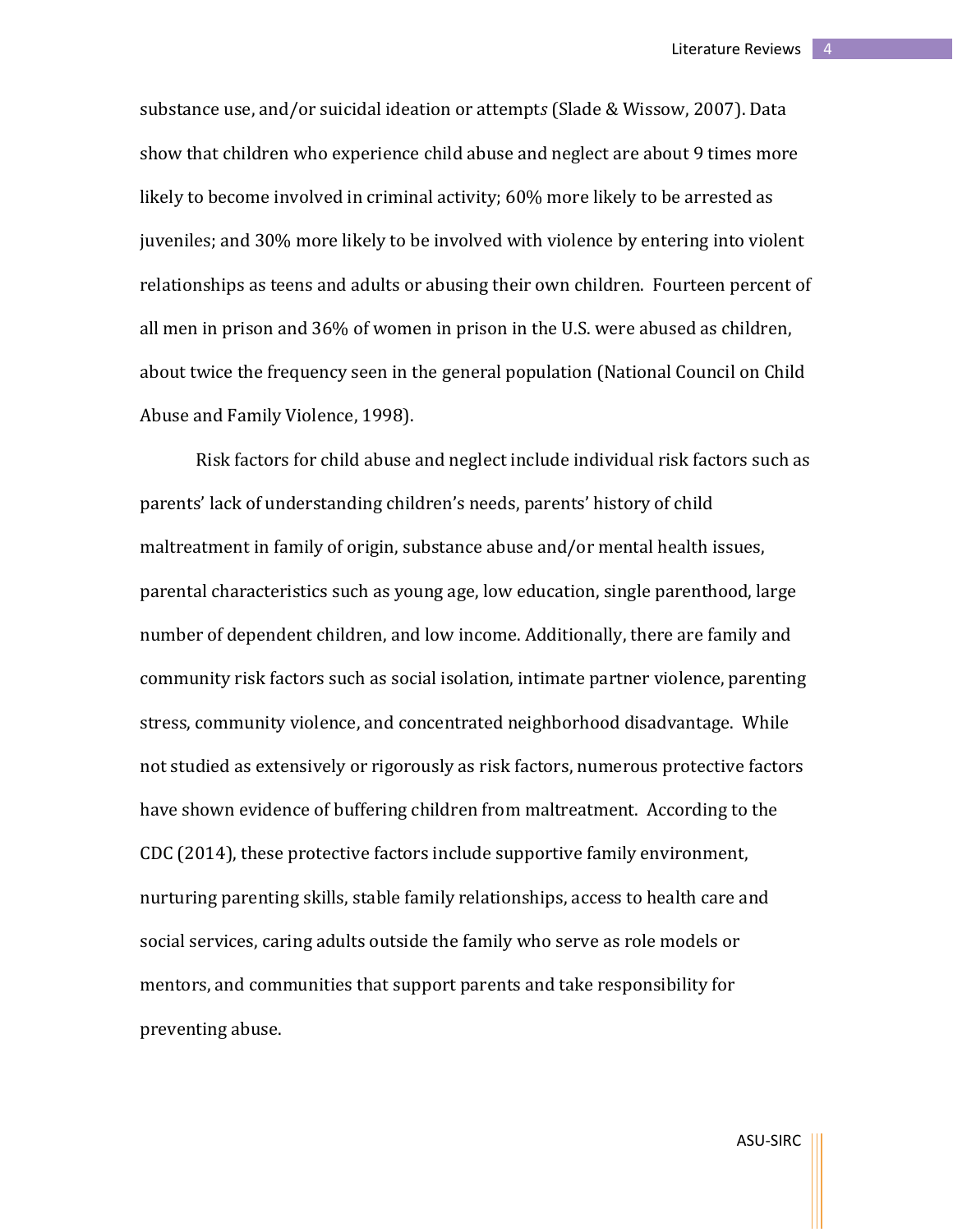substance use, and/or suicidal ideation or attempt*s* (Slade & Wissow, 2007). Data show that children who experience child abuse and neglect are about 9 times more likely to become involved in criminal activity; 60% more likely to be arrested as juveniles; and 30% more likely to be involved with violence by entering into violent relationships as teens and adults or abusing their own children. Fourteen percent of all men in prison and 36% of women in prison in the U.S. were abused as children, about twice the frequency seen in the general population (National Council on Child Abuse and Family Violence, 1998).

Risk factors for child abuse and neglect include individual risk factors such as parents' lack of understanding children's needs, parents' history of child maltreatment in family of origin, substance abuse and/or mental health issues, parental characteristics such as young age, low education, single parenthood, large number of dependent children, and low income. Additionally, there are family and community risk factors such as social isolation, intimate partner violence, parenting stress, community violence, and concentrated neighborhood disadvantage. While not studied as extensively or rigorously as risk factors, numerous protective factors have shown evidence of buffering children from maltreatment. According to the CDC (2014), these protective factors include supportive family environment, nurturing parenting skills, stable family relationships, access to health care and social services, caring adults outside the family who serve as role models or mentors, and communities that support parents and take responsibility for preventing abuse.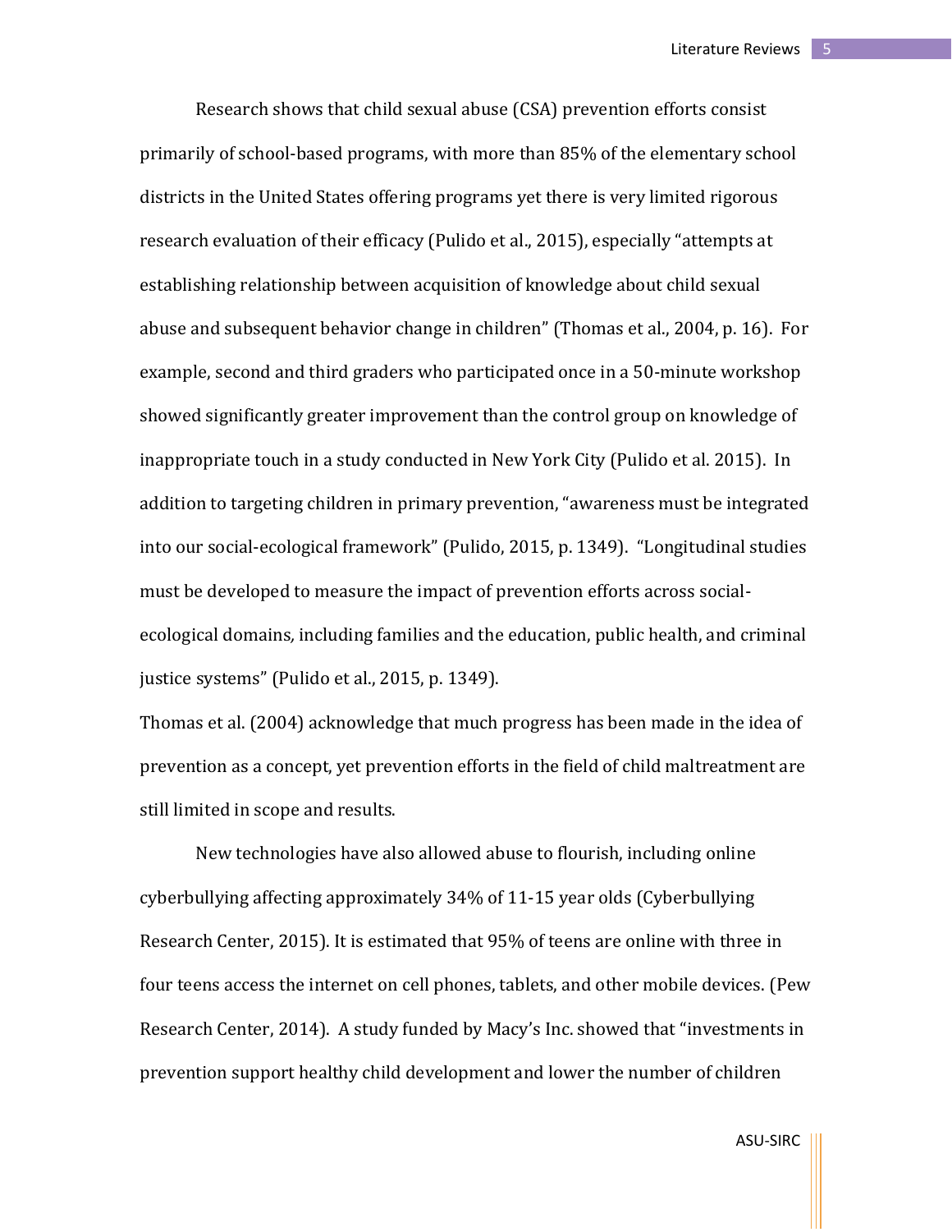Research shows that child sexual abuse (CSA) prevention efforts consist primarily of school-based programs, with more than 85% of the elementary school districts in the United States offering programs yet there is very limited rigorous research evaluation of their efficacy (Pulido et al., 2015), especially "attempts at establishing relationship between acquisition of knowledge about child sexual abuse and subsequent behavior change in children" (Thomas et al., 2004, p. 16). For example, second and third graders who participated once in a 50-minute workshop showed significantly greater improvement than the control group on knowledge of inappropriate touch in a study conducted in New York City (Pulido et al. 2015). In addition to targeting children in primary prevention, "awareness must be integrated into our social-ecological framework" (Pulido, 2015, p. 1349). "Longitudinal studies must be developed to measure the impact of prevention efforts across social-ecological domains, including families and the education, public health, and criminal justice systems" (Pulido et al., 2015, p. 1349).

Thomas et al. (2004) acknowledge that much progress has been made in the idea of prevention as a concept, yet prevention efforts in the field of child maltreatment are still limited in scope and results.

New technologies have also allowed abuse to flourish, including online cyberbullying affecting approximately 34% of 11-15 year olds (Cyberbullying Research Center, 2015). It is estimated that 95% of teens are online with three in four teens access the internet on cell phones, tablets, and other mobile devices. (Pew Research Center, 2014). A study funded by Macy's Inc. showed that "investments in prevention support healthy child development and lower the number of children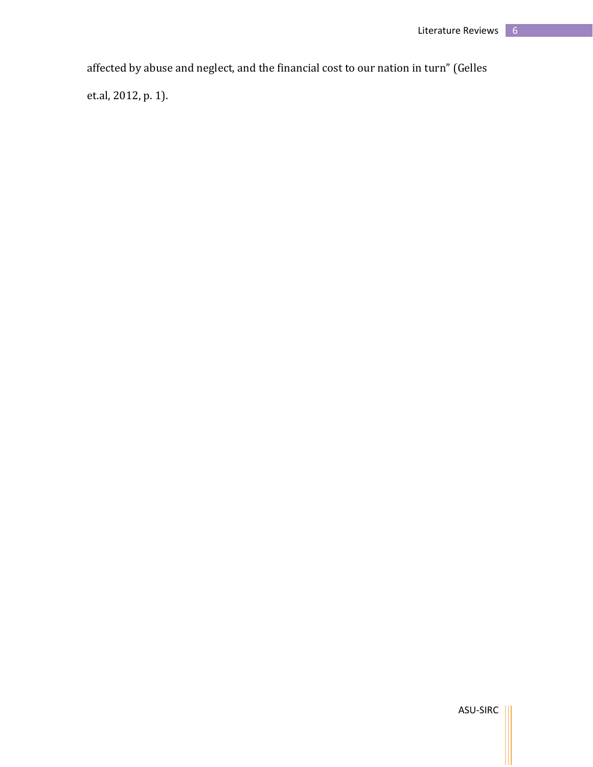affected by abuse and neglect, and the financial cost to our nation in turn" (Gelles et.al, 2012, p. 1).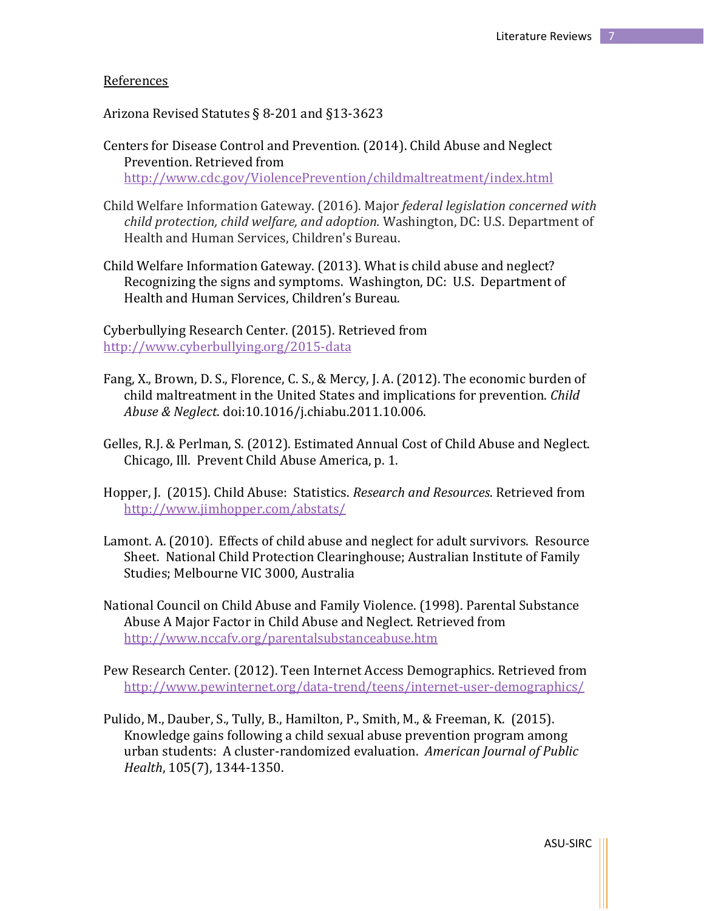## References

Arizona Revised Statutes § 8-201 and §13-3623

Centers for Disease Control and Prevention. (2014). Child Abuse and Neglect Prevention. Retrieved from http://www.cdc.gov/ViolencePrevention/childmaltreatment/index.html

Child Welfare Information Gateway. (2016). Major *federal legislation concerned with child protection, child welfare, and adoption.* Washington, DC: U.S. Department of Health and Human Services, Children's Bureau.

Child Welfare Information Gateway. (2013). What is child abuse and neglect? Recognizing the signs and symptoms. Washington, DC: U.S. Department of Health and Human Services, Children's Bureau.

Cyberbullying Research Center. (2015). Retrieved from http://www.cyberbullying.org/2015-data

Fang, X., Brown, D. S., Florence, C. S., & Mercy, J. A. (2012). The economic burden of child maltreatment in the United States and implications for prevention. *Child Abuse & Neglect*. doi:10.1016/j.chiabu.2011.10.006.

Gelles, R.J. & Perlman, S. (2012). Estimated Annual Cost of Child Abuse and Neglect. Chicago, Ill. Prevent Child Abuse America, p. 1.

Hopper, J. (2015). Child Abuse: Statistics. *Research and Resources*. Retrieved from http://www.jimhopper.com/abstats/

Lamont. A. (2010). Effects of child abuse and neglect for adult survivors. Resource Sheet. National Child Protection Clearinghouse; Australian Institute of Family Studies; Melbourne VIC 3000, Australia

National Council on Child Abuse and Family Violence. (1998). Parental Substance Abuse A Major Factor in Child Abuse and Neglect. Retrieved from http://www.nccafv.org/parentalsubstanceabuse.htm

Pew Research Center. (2012). Teen Internet Access Demographics. Retrieved from http://www.pewinternet.org/data-trend/teens/internet-user-demographics/

Pulido, M., Dauber, S., Tully, B., Hamilton, P., Smith, M., & Freeman, K. (2015). Knowledge gains following a child sexual abuse prevention program among urban students: A cluster-randomized evaluation. *American Journal of Public Health*, 105(7), 1344-1350.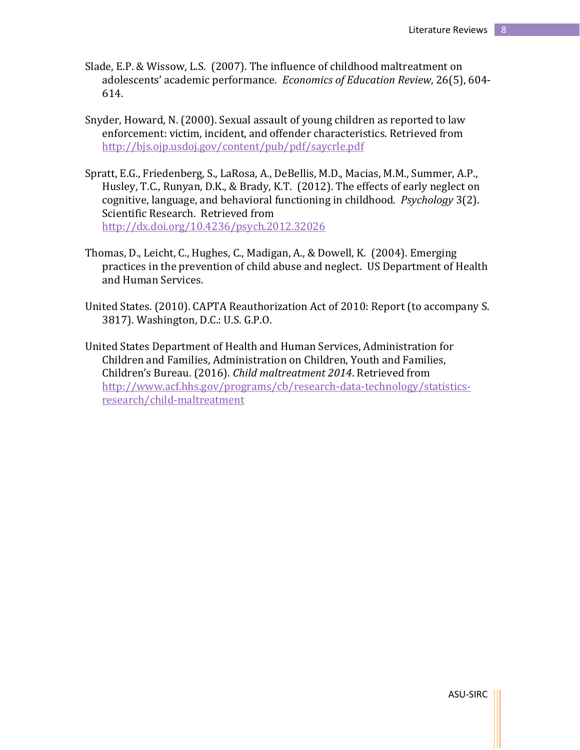Slade, E.P. & Wissow, L.S. (2007). The influence of childhood maltreatment on adolescents' academic performance. *Economics of Education Review*, 26(5), 604-614.

Snyder, Howard, N. (2000). Sexual assault of young children as reported to law enforcement: victim, incident, and offender characteristics. Retrieved from http://bjs.ojp.usdoj.gov/content/pub/pdf/saycrle.pdf

Spratt, E.G., Friedenberg, S., LaRosa, A., DeBellis, M.D., Macias, M.M., Summer, A.P., Husley, T.C., Runyan, D.K., & Brady, K.T. (2012). The effects of early neglect on cognitive, language, and behavioral functioning in childhood. *Psychology* 3(2). Scientific Research. Retrieved from http://dx.doi.org/10.4236/psych.2012.32026

Thomas, D., Leicht, C., Hughes, C., Madigan, A., & Dowell, K. (2004). Emerging practices in the prevention of child abuse and neglect. US Department of Health and Human Services.

United States. (2010). CAPTA Reauthorization Act of 2010: Report (to accompany S. 3817). Washington, D.C.: U.S. G.P.O.

United States Department of Health and Human Services, Administration for Children and Families, Administration on Children, Youth and Families, Children's Bureau. (2016). *Child maltreatment 2014*. Retrieved from http://www.acf.hhs.gov/programs/cb/research-data-technology/statistics-research/child-maltreatment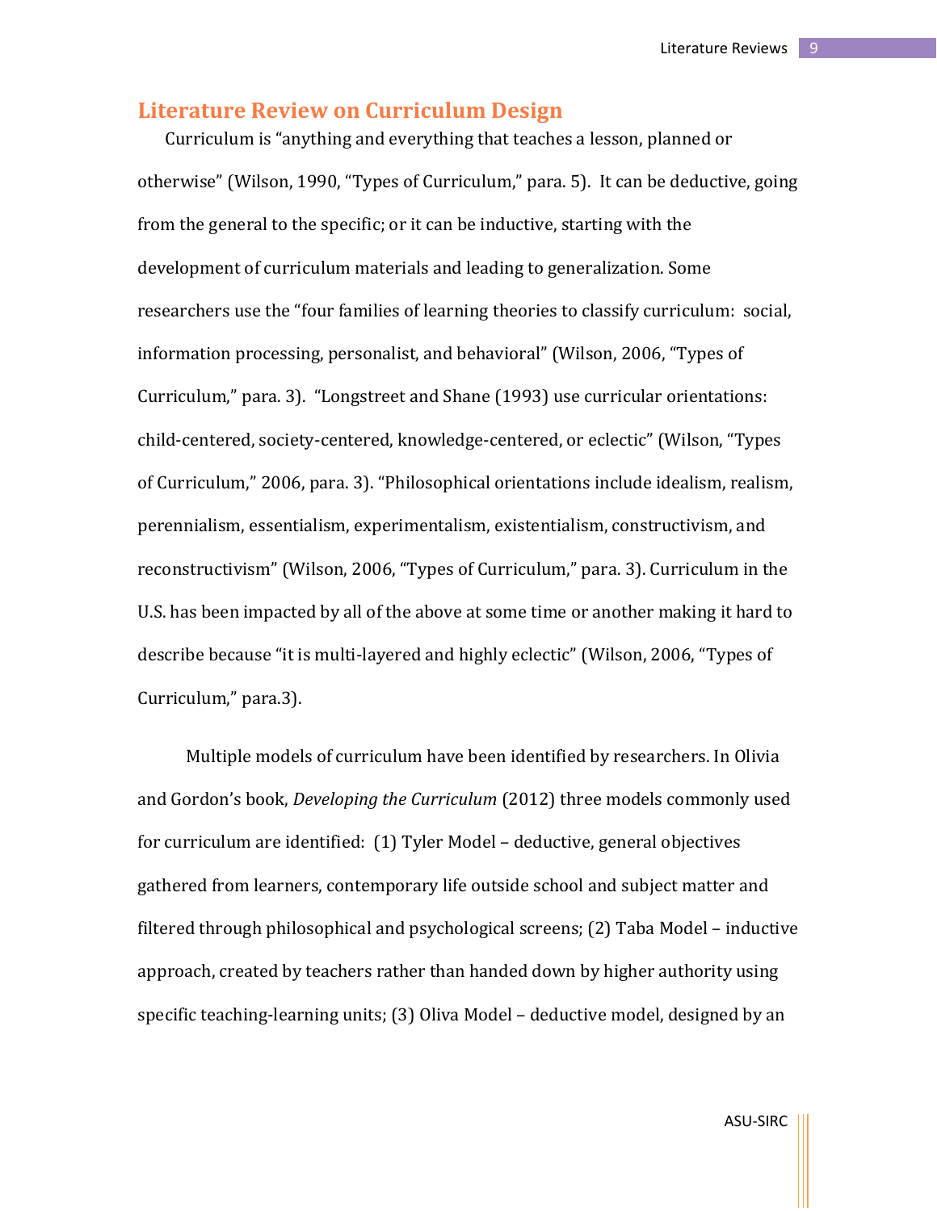## Literature Review on Curriculum Design

Curriculum is "anything and everything that teaches a lesson, planned or otherwise" (Wilson, 1990, "Types of Curriculum," para. 5). It can be deductive, going from the general to the specific; or it can be inductive, starting with the development of curriculum materials and leading to generalization. Some researchers use the "four families of learning theories to classify curriculum: social, information processing, personalist, and behavioral" (Wilson, 2006, "Types of Curriculum," para. 3). "Longstreet and Shane (1993) use curricular orientations: child-centered, society-centered, knowledge-centered, or eclectic" (Wilson, "Types of Curriculum," 2006, para. 3). "Philosophical orientations include idealism, realism, perennialism, essentialism, experimentalism, existentialism, constructivism, and reconstructivism" (Wilson, 2006, "Types of Curriculum," para. 3). Curriculum in the U.S. has been impacted by all of the above at some time or another making it hard to describe because "it is multi-layered and highly eclectic" (Wilson, 2006, "Types of Curriculum," para.3).

Multiple models of curriculum have been identified by researchers. In Olivia and Gordon's book, *Developing the Curriculum* (2012) three models commonly used for curriculum are identified: (1) Tyler Model – deductive, general objectives gathered from learners, contemporary life outside school and subject matter and filtered through philosophical and psychological screens; (2) Taba Model – inductive approach, created by teachers rather than handed down by higher authority using specific teaching-learning units; (3) Oliva Model – deductive model, designed by an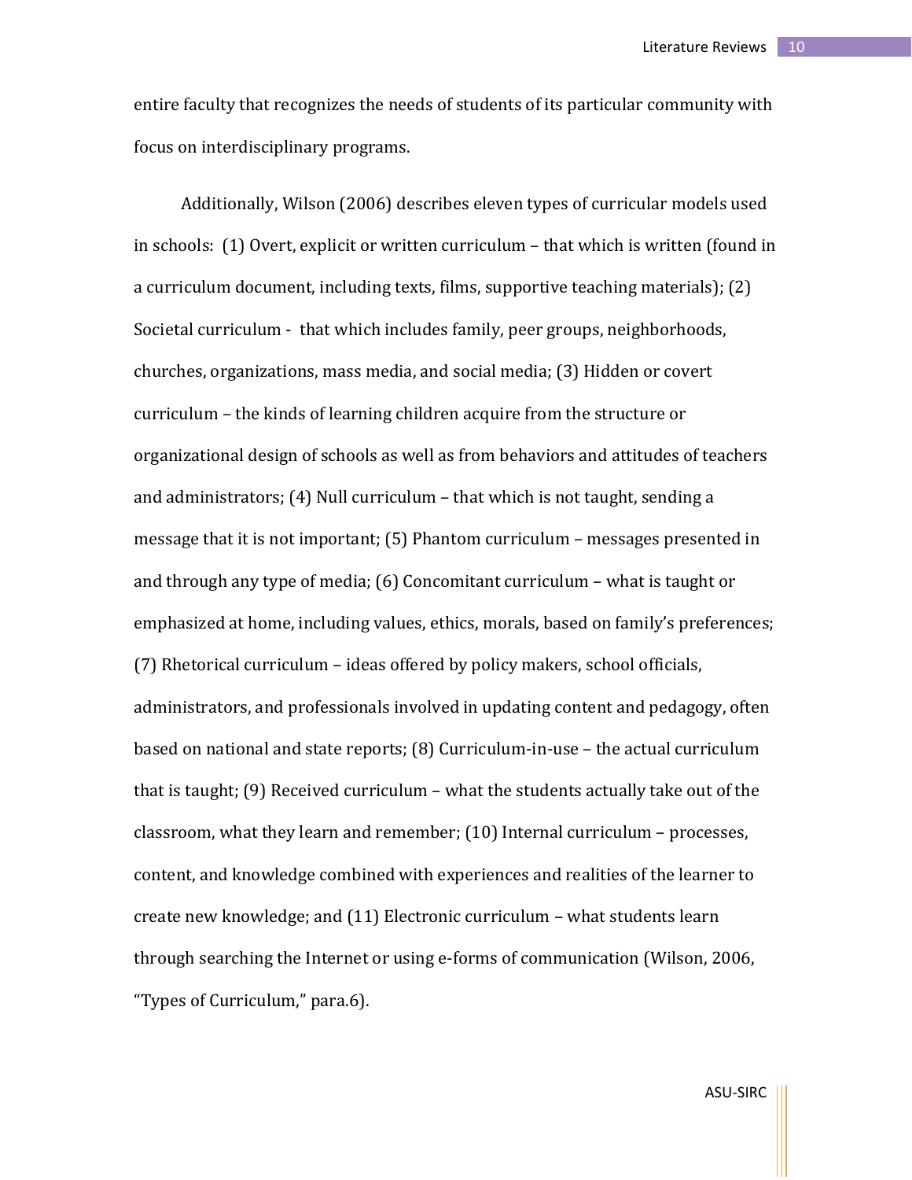entire faculty that recognizes the needs of students of its particular community with focus on interdisciplinary programs.

Additionally, Wilson (2006) describes eleven types of curricular models used in schools: (1) Overt, explicit or written curriculum – that which is written (found in a curriculum document, including texts, films, supportive teaching materials); (2) Societal curriculum - that which includes family, peer groups, neighborhoods, churches, organizations, mass media, and social media; (3) Hidden or covert curriculum – the kinds of learning children acquire from the structure or organizational design of schools as well as from behaviors and attitudes of teachers and administrators; (4) Null curriculum – that which is not taught, sending a message that it is not important; (5) Phantom curriculum – messages presented in and through any type of media; (6) Concomitant curriculum – what is taught or emphasized at home, including values, ethics, morals, based on family's preferences; (7) Rhetorical curriculum – ideas offered by policy makers, school officials, administrators, and professionals involved in updating content and pedagogy, often based on national and state reports; (8) Curriculum-in-use – the actual curriculum that is taught; (9) Received curriculum – what the students actually take out of the classroom, what they learn and remember; (10) Internal curriculum – processes, content, and knowledge combined with experiences and realities of the learner to create new knowledge; and (11) Electronic curriculum – what students learn through searching the Internet or using e-forms of communication (Wilson, 2006, "Types of Curriculum," para.6).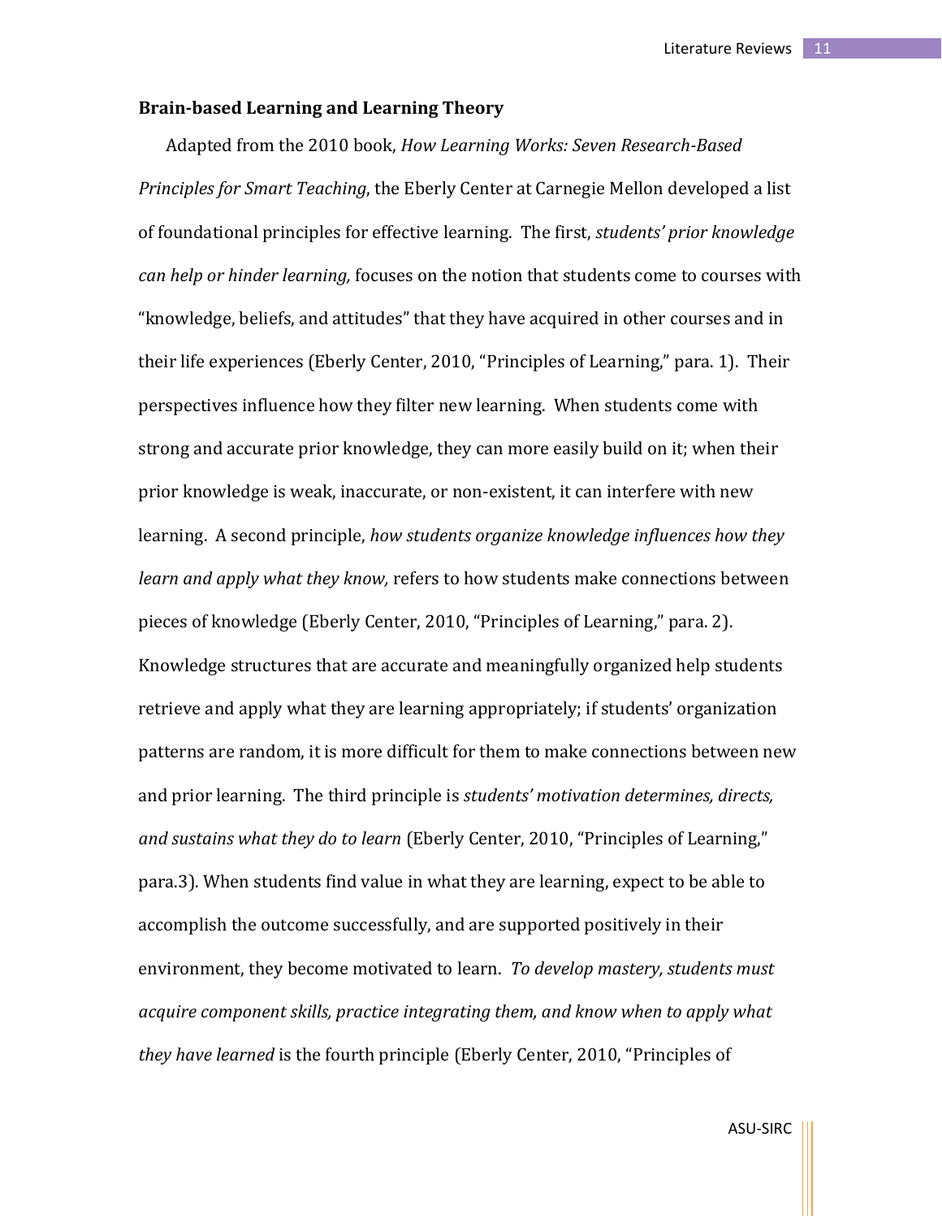**Brain-based Learning and Learning Theory**

Adapted from the 2010 book, *How Learning Works: Seven Research-Based Principles for Smart Teaching*, the Eberly Center at Carnegie Mellon developed a list of foundational principles for effective learning. The first, *students' prior knowledge can help or hinder learning,* focuses on the notion that students come to courses with "knowledge, beliefs, and attitudes" that they have acquired in other courses and in their life experiences (Eberly Center, 2010, "Principles of Learning," para. 1). Their perspectives influence how they filter new learning. When students come with strong and accurate prior knowledge, they can more easily build on it; when their prior knowledge is weak, inaccurate, or non-existent, it can interfere with new learning. A second principle, *how students organize knowledge influences how they learn and apply what they know,* refers to how students make connections between pieces of knowledge (Eberly Center, 2010, "Principles of Learning," para. 2). Knowledge structures that are accurate and meaningfully organized help students retrieve and apply what they are learning appropriately; if students' organization patterns are random, it is more difficult for them to make connections between new and prior learning. The third principle is *students' motivation determines, directs, and sustains what they do to learn* (Eberly Center, 2010, "Principles of Learning," para.3). When students find value in what they are learning, expect to be able to accomplish the outcome successfully, and are supported positively in their environment, they become motivated to learn. *To develop mastery, students must acquire component skills, practice integrating them, and know when to apply what they have learned* is the fourth principle (Eberly Center, 2010, "Principles of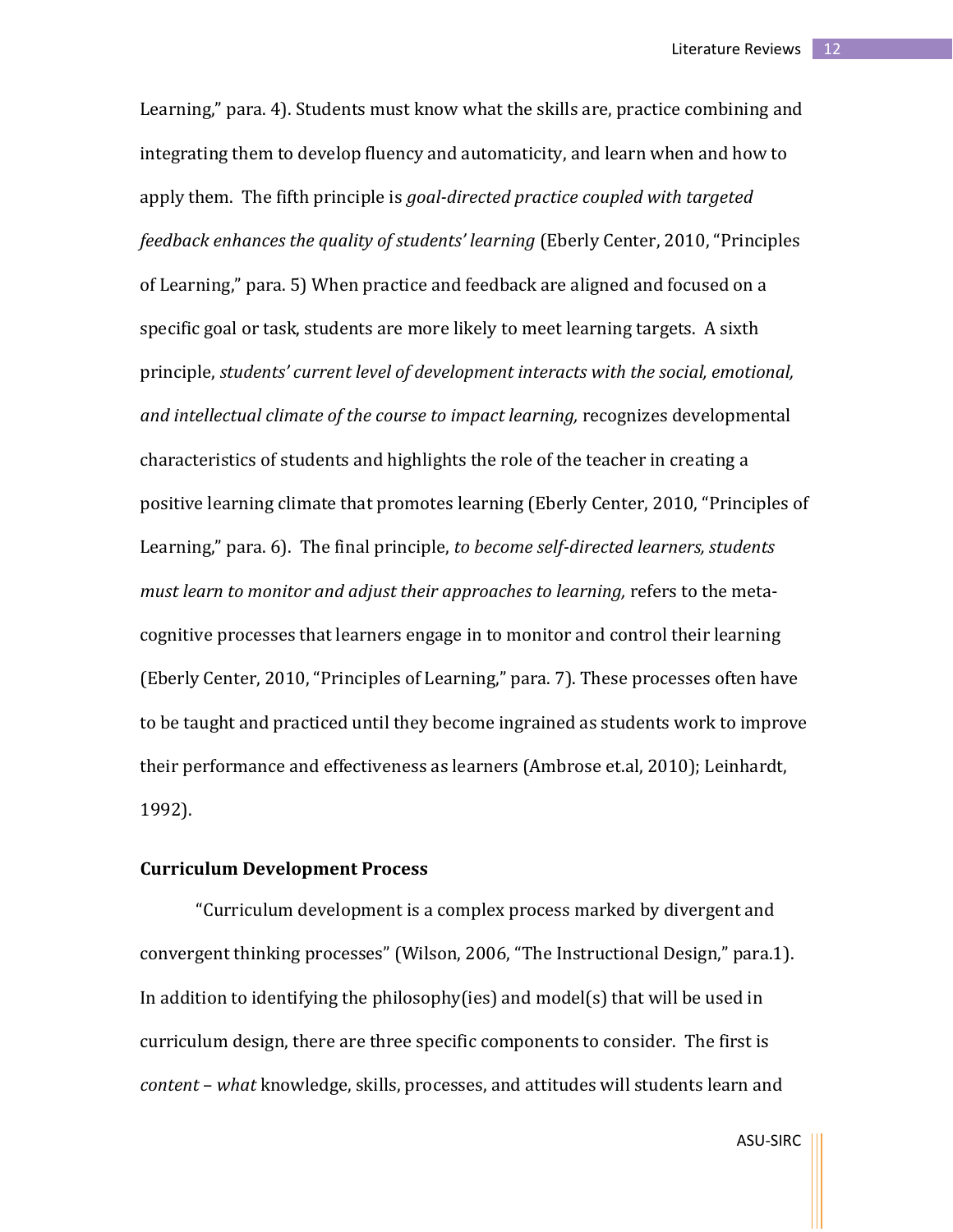Learning," para. 4). Students must know what the skills are, practice combining and integrating them to develop fluency and automaticity, and learn when and how to apply them. The fifth principle is *goal-directed practice coupled with targeted feedback enhances the quality of students' learning* (Eberly Center, 2010, "Principles of Learning," para. 5) When practice and feedback are aligned and focused on a specific goal or task, students are more likely to meet learning targets. A sixth principle, *students' current level of development interacts with the social, emotional, and intellectual climate of the course to impact learning,* recognizes developmental characteristics of students and highlights the role of the teacher in creating a positive learning climate that promotes learning (Eberly Center, 2010, "Principles of Learning," para. 6). The final principle, *to become self-directed learners, students must learn to monitor and adjust their approaches to learning,* refers to the meta-cognitive processes that learners engage in to monitor and control their learning (Eberly Center, 2010, "Principles of Learning," para. 7). These processes often have to be taught and practiced until they become ingrained as students work to improve their performance and effectiveness as learners (Ambrose et.al, 2010); Leinhardt, 1992).

**Curriculum Development Process**

"Curriculum development is a complex process marked by divergent and convergent thinking processes" (Wilson, 2006, "The Instructional Design," para.1). In addition to identifying the philosophy(ies) and model(s) that will be used in curriculum design, there are three specific components to consider. The first is *content* – *what* knowledge, skills, processes, and attitudes will students learn and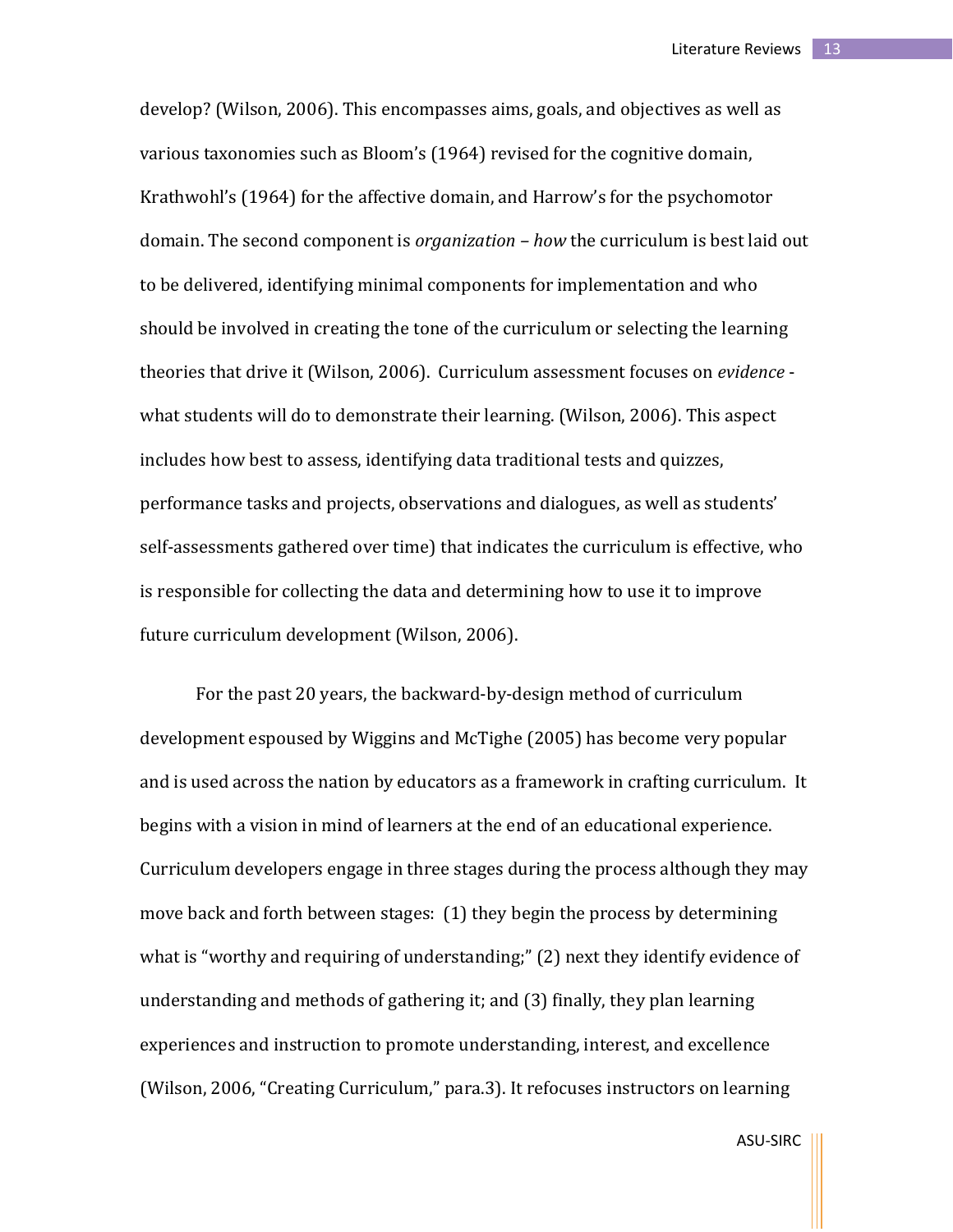develop? (Wilson, 2006). This encompasses aims, goals, and objectives as well as various taxonomies such as Bloom's (1964) revised for the cognitive domain, Krathwohl's (1964) for the affective domain, and Harrow's for the psychomotor domain. The second component is *organization* – *how* the curriculum is best laid out to be delivered, identifying minimal components for implementation and who should be involved in creating the tone of the curriculum or selecting the learning theories that drive it (Wilson, 2006). Curriculum assessment focuses on *evidence* - what students will do to demonstrate their learning. (Wilson, 2006). This aspect includes how best to assess, identifying data traditional tests and quizzes, performance tasks and projects, observations and dialogues, as well as students' self-assessments gathered over time) that indicates the curriculum is effective, who is responsible for collecting the data and determining how to use it to improve future curriculum development (Wilson, 2006).

For the past 20 years, the backward-by-design method of curriculum development espoused by Wiggins and McTighe (2005) has become very popular and is used across the nation by educators as a framework in crafting curriculum. It begins with a vision in mind of learners at the end of an educational experience. Curriculum developers engage in three stages during the process although they may move back and forth between stages: (1) they begin the process by determining what is "worthy and requiring of understanding;" (2) next they identify evidence of understanding and methods of gathering it; and (3) finally, they plan learning experiences and instruction to promote understanding, interest, and excellence (Wilson, 2006, "Creating Curriculum," para.3). It refocuses instructors on learning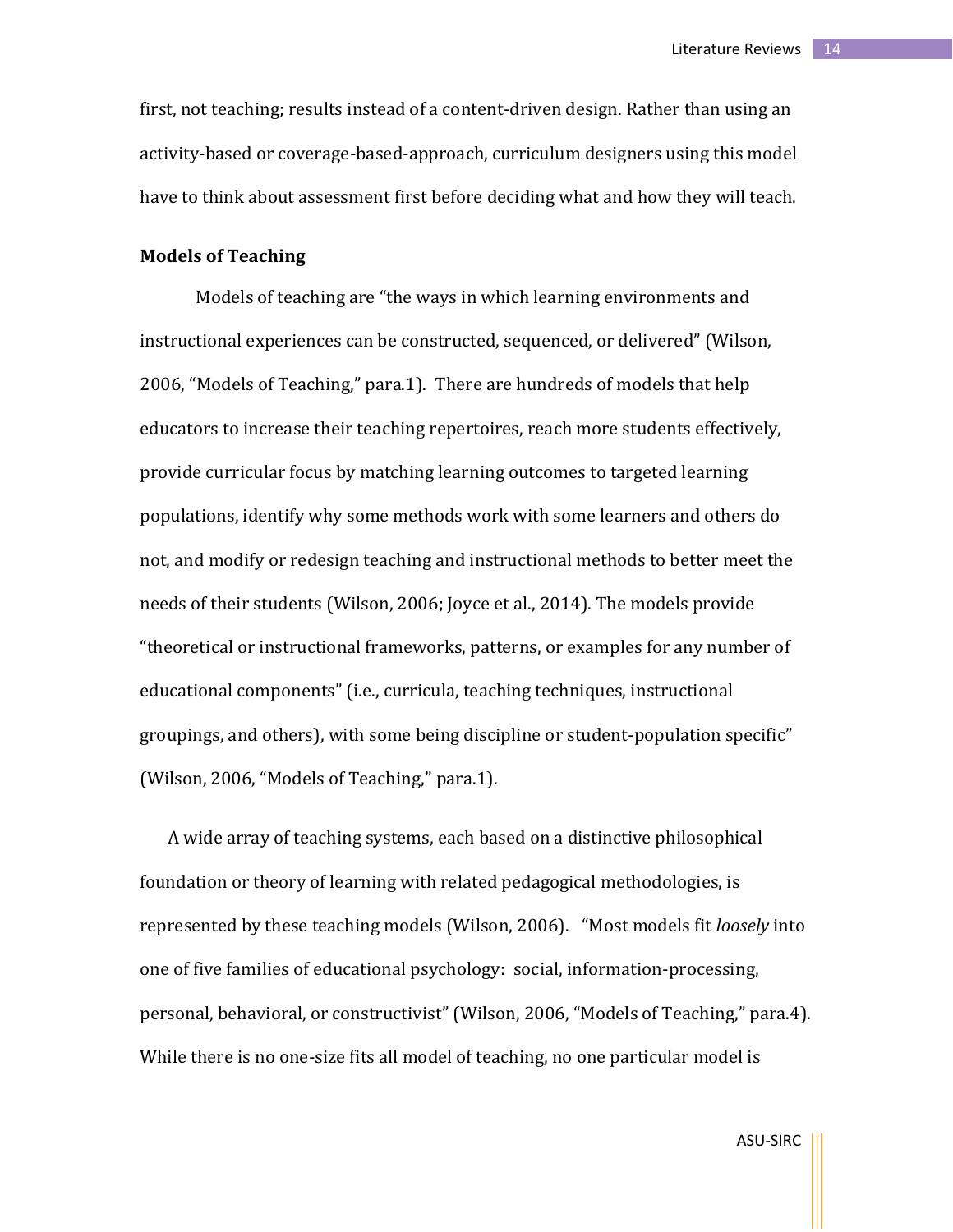first, not teaching; results instead of a content-driven design. Rather than using an activity-based or coverage-based-approach, curriculum designers using this model have to think about assessment first before deciding what and how they will teach.

**Models of Teaching**

Models of teaching are "the ways in which learning environments and instructional experiences can be constructed, sequenced, or delivered" (Wilson, 2006, "Models of Teaching," para.1). There are hundreds of models that help educators to increase their teaching repertoires, reach more students effectively, provide curricular focus by matching learning outcomes to targeted learning populations, identify why some methods work with some learners and others do not, and modify or redesign teaching and instructional methods to better meet the needs of their students (Wilson, 2006; Joyce et al., 2014). The models provide "theoretical or instructional frameworks, patterns, or examples for any number of educational components" (i.e., curricula, teaching techniques, instructional groupings, and others), with some being discipline or student-population specific" (Wilson, 2006, "Models of Teaching," para.1).

A wide array of teaching systems, each based on a distinctive philosophical foundation or theory of learning with related pedagogical methodologies, is represented by these teaching models (Wilson, 2006). "Most models fit *loosely* into one of five families of educational psychology: social, information-processing, personal, behavioral, or constructivist" (Wilson, 2006, "Models of Teaching," para.4). While there is no one-size fits all model of teaching, no one particular model is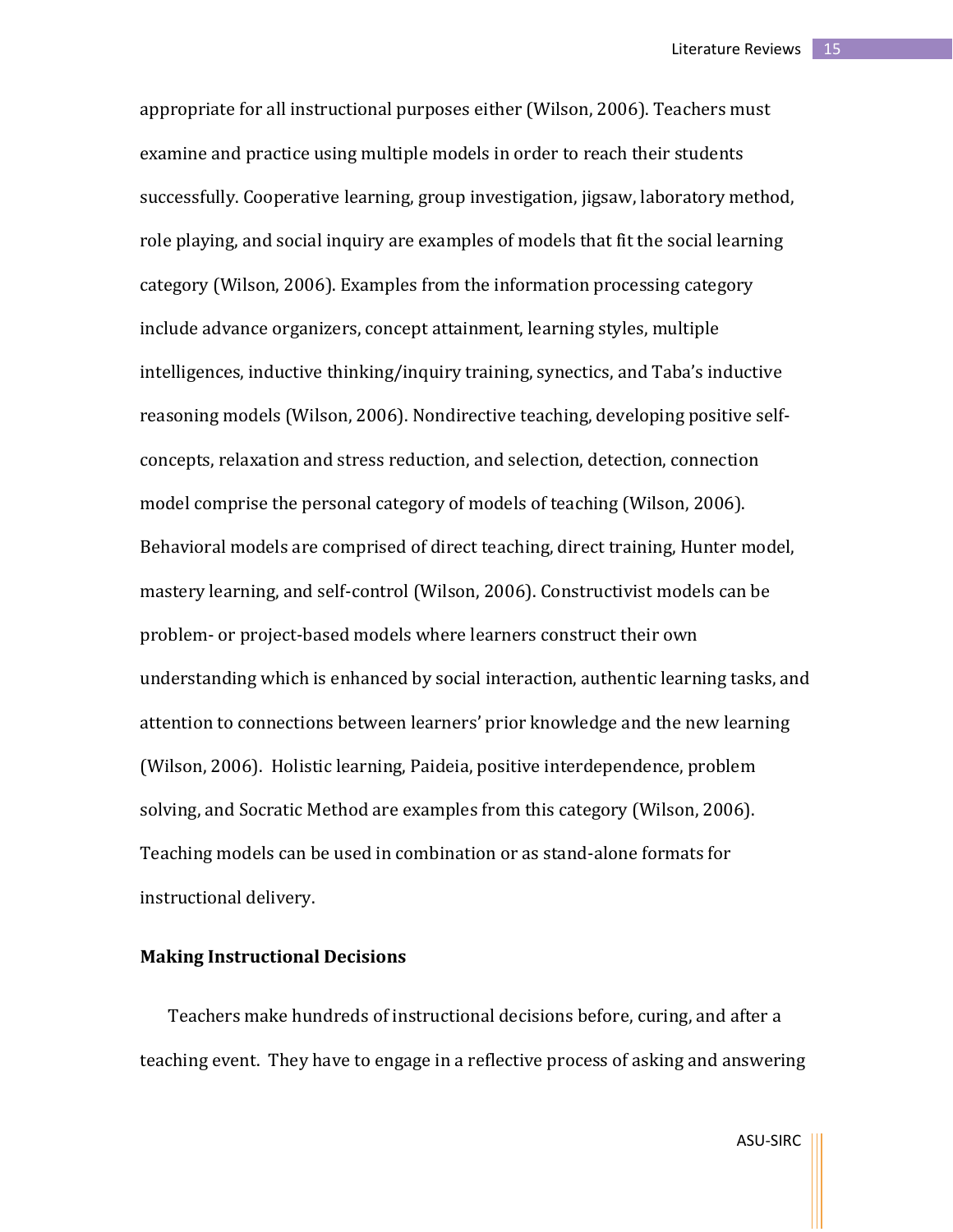appropriate for all instructional purposes either (Wilson, 2006). Teachers must examine and practice using multiple models in order to reach their students successfully. Cooperative learning, group investigation, jigsaw, laboratory method, role playing, and social inquiry are examples of models that fit the social learning category (Wilson, 2006). Examples from the information processing category include advance organizers, concept attainment, learning styles, multiple intelligences, inductive thinking/inquiry training, synectics, and Taba's inductive reasoning models (Wilson, 2006). Nondirective teaching, developing positive self-concepts, relaxation and stress reduction, and selection, detection, connection model comprise the personal category of models of teaching (Wilson, 2006). Behavioral models are comprised of direct teaching, direct training, Hunter model, mastery learning, and self-control (Wilson, 2006). Constructivist models can be problem- or project-based models where learners construct their own understanding which is enhanced by social interaction, authentic learning tasks, and attention to connections between learners' prior knowledge and the new learning (Wilson, 2006). Holistic learning, Paideia, positive interdependence, problem solving, and Socratic Method are examples from this category (Wilson, 2006). Teaching models can be used in combination or as stand-alone formats for instructional delivery.

**Making Instructional Decisions**

Teachers make hundreds of instructional decisions before, curing, and after a teaching event. They have to engage in a reflective process of asking and answering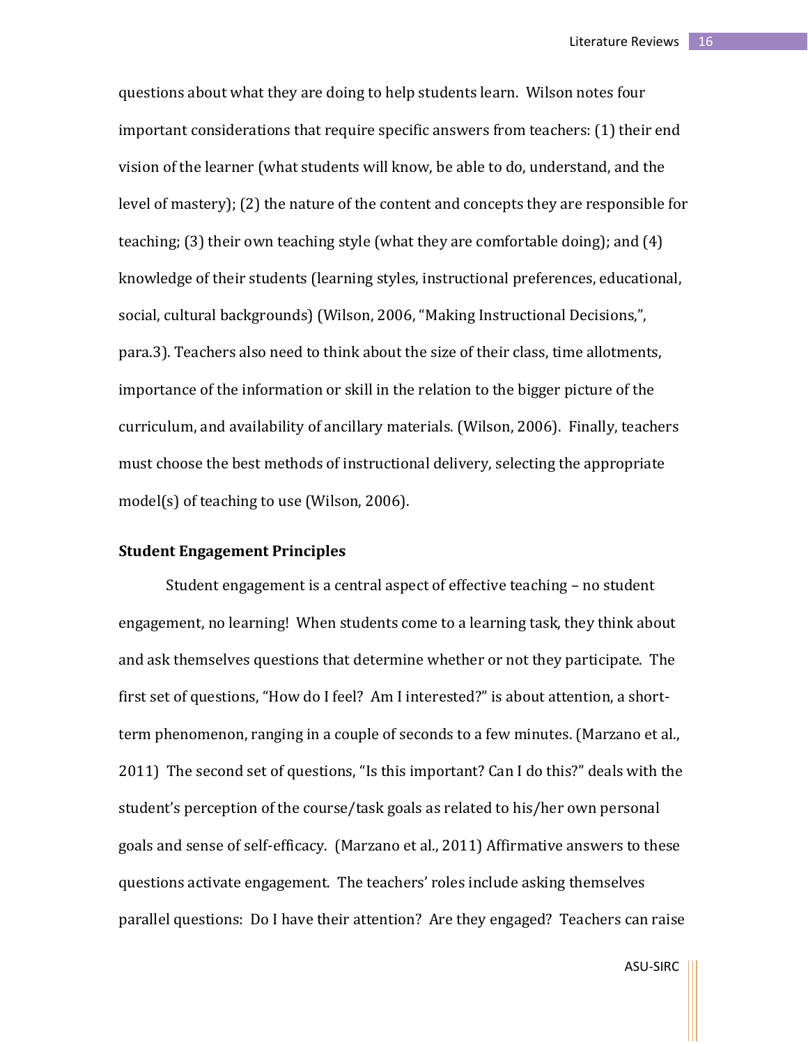questions about what they are doing to help students learn. Wilson notes four important considerations that require specific answers from teachers: (1) their end vision of the learner (what students will know, be able to do, understand, and the level of mastery); (2) the nature of the content and concepts they are responsible for teaching; (3) their own teaching style (what they are comfortable doing); and (4) knowledge of their students (learning styles, instructional preferences, educational, social, cultural backgrounds) (Wilson, 2006, "Making Instructional Decisions,", para.3). Teachers also need to think about the size of their class, time allotments, importance of the information or skill in the relation to the bigger picture of the curriculum, and availability of ancillary materials. (Wilson, 2006). Finally, teachers must choose the best methods of instructional delivery, selecting the appropriate model(s) of teaching to use (Wilson, 2006).

### Student Engagement Principles

Student engagement is a central aspect of effective teaching – no student engagement, no learning! When students come to a learning task, they think about and ask themselves questions that determine whether or not they participate. The first set of questions, "How do I feel? Am I interested?" is about attention, a short-term phenomenon, ranging in a couple of seconds to a few minutes. (Marzano et al., 2011) The second set of questions, "Is this important? Can I do this?" deals with the student's perception of the course/task goals as related to his/her own personal goals and sense of self-efficacy. (Marzano et al., 2011) Affirmative answers to these questions activate engagement. The teachers' roles include asking themselves parallel questions: Do I have their attention? Are they engaged? Teachers can raise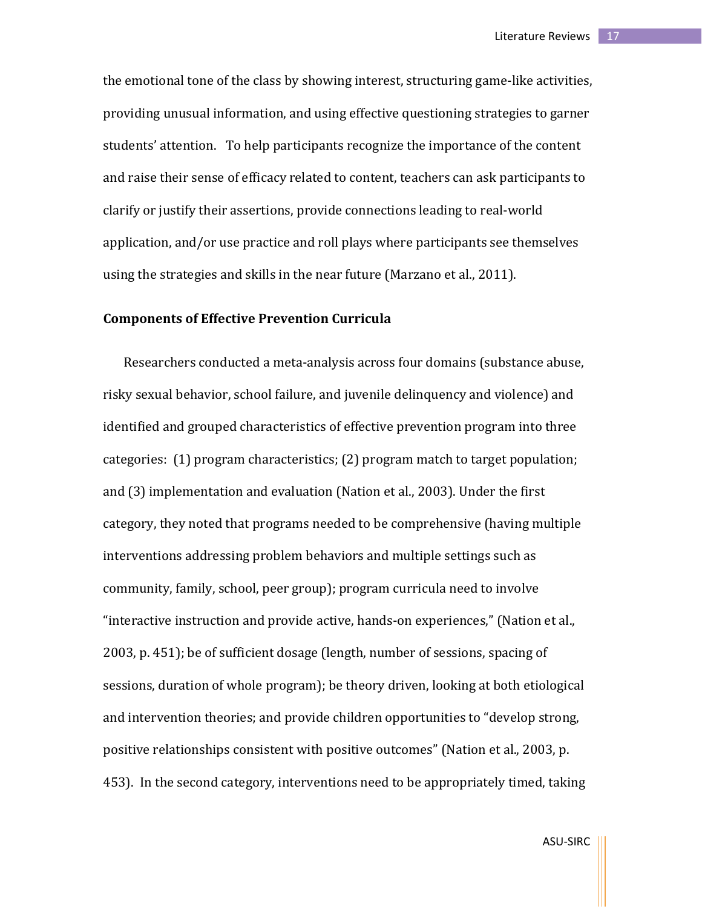the emotional tone of the class by showing interest, structuring game-like activities, providing unusual information, and using effective questioning strategies to garner students' attention. To help participants recognize the importance of the content and raise their sense of efficacy related to content, teachers can ask participants to clarify or justify their assertions, provide connections leading to real-world application, and/or use practice and roll plays where participants see themselves using the strategies and skills in the near future (Marzano et al., 2011).

### Components of Effective Prevention Curricula

Researchers conducted a meta-analysis across four domains (substance abuse, risky sexual behavior, school failure, and juvenile delinquency and violence) and identified and grouped characteristics of effective prevention program into three categories: (1) program characteristics; (2) program match to target population; and (3) implementation and evaluation (Nation et al., 2003). Under the first category, they noted that programs needed to be comprehensive (having multiple interventions addressing problem behaviors and multiple settings such as community, family, school, peer group); program curricula need to involve "interactive instruction and provide active, hands-on experiences," (Nation et al., 2003, p. 451); be of sufficient dosage (length, number of sessions, spacing of sessions, duration of whole program); be theory driven, looking at both etiological and intervention theories; and provide children opportunities to "develop strong, positive relationships consistent with positive outcomes" (Nation et al., 2003, p. 453). In the second category, interventions need to be appropriately timed, taking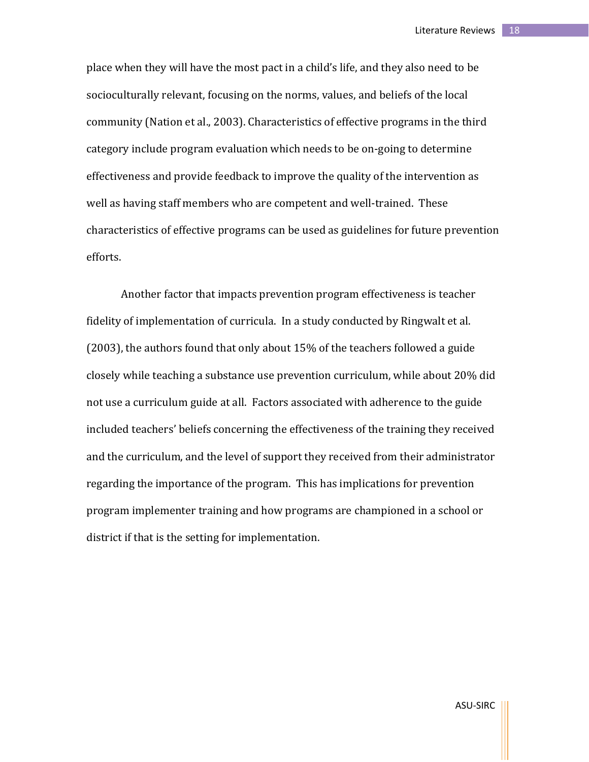place when they will have the most pact in a child's life, and they also need to be socioculturally relevant, focusing on the norms, values, and beliefs of the local community (Nation et al., 2003). Characteristics of effective programs in the third category include program evaluation which needs to be on-going to determine effectiveness and provide feedback to improve the quality of the intervention as well as having staff members who are competent and well-trained. These characteristics of effective programs can be used as guidelines for future prevention efforts.

Another factor that impacts prevention program effectiveness is teacher fidelity of implementation of curricula. In a study conducted by Ringwalt et al. (2003), the authors found that only about 15% of the teachers followed a guide closely while teaching a substance use prevention curriculum, while about 20% did not use a curriculum guide at all. Factors associated with adherence to the guide included teachers' beliefs concerning the effectiveness of the training they received and the curriculum, and the level of support they received from their administrator regarding the importance of the program. This has implications for prevention program implementer training and how programs are championed in a school or district if that is the setting for implementation.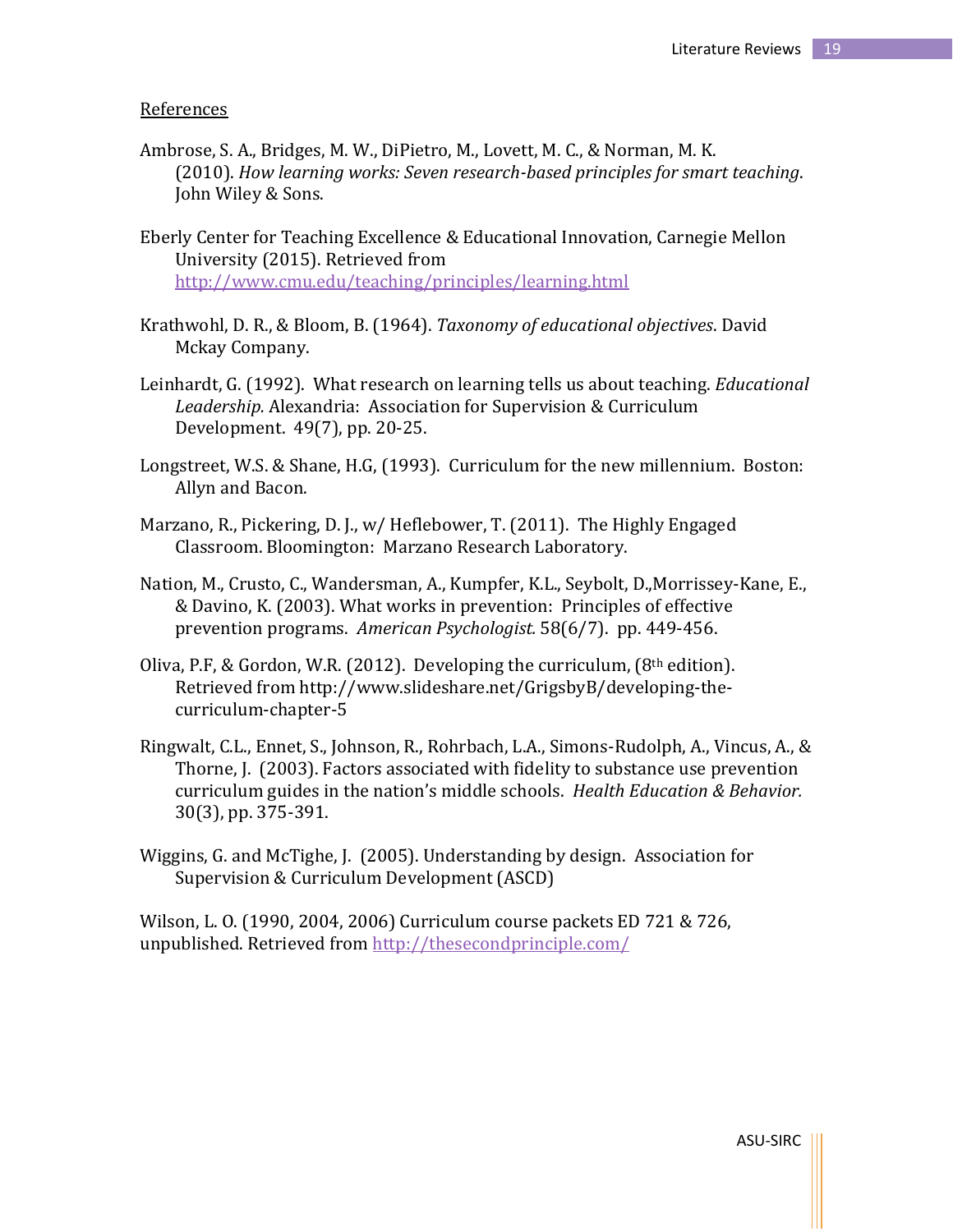References

Ambrose, S. A., Bridges, M. W., DiPietro, M., Lovett, M. C., & Norman, M. K. (2010). *How learning works: Seven research-based principles for smart teaching*. John Wiley & Sons.

Eberly Center for Teaching Excellence & Educational Innovation, Carnegie Mellon University (2015). Retrieved from http://www.cmu.edu/teaching/principles/learning.html

Krathwohl, D. R., & Bloom, B. (1964). *Taxonomy of educational objectives*. David Mckay Company.

Leinhardt, G. (1992). What research on learning tells us about teaching. *Educational Leadership.* Alexandria: Association for Supervision & Curriculum Development. 49(7), pp. 20-25.

Longstreet, W.S. & Shane, H.G, (1993). Curriculum for the new millennium. Boston: Allyn and Bacon.

Marzano, R., Pickering, D. J., w/ Heflebower, T. (2011). The Highly Engaged Classroom. Bloomington: Marzano Research Laboratory.

Nation, M., Crusto, C., Wandersman, A., Kumpfer, K.L., Seybolt, D.,Morrissey-Kane, E., & Davino, K. (2003). What works in prevention: Principles of effective prevention programs. *American Psychologist.* 58(6/7). pp. 449-456.

Oliva, P.F, & Gordon, W.R. (2012). Developing the curriculum, (8th edition). Retrieved from http://www.slideshare.net/GrigsbyB/developing-the-curriculum-chapter-5

Ringwalt, C.L., Ennet, S., Johnson, R., Rohrbach, L.A., Simons-Rudolph, A., Vincus, A., & Thorne, J. (2003). Factors associated with fidelity to substance use prevention curriculum guides in the nation's middle schools. *Health Education & Behavior.* 30(3), pp. 375-391.

Wiggins, G. and McTighe, J. (2005). Understanding by design. Association for Supervision & Curriculum Development (ASCD)

Wilson, L. O. (1990, 2004, 2006) Curriculum course packets ED 721 & 726, unpublished. Retrieved from http://thesecondprinciple.com/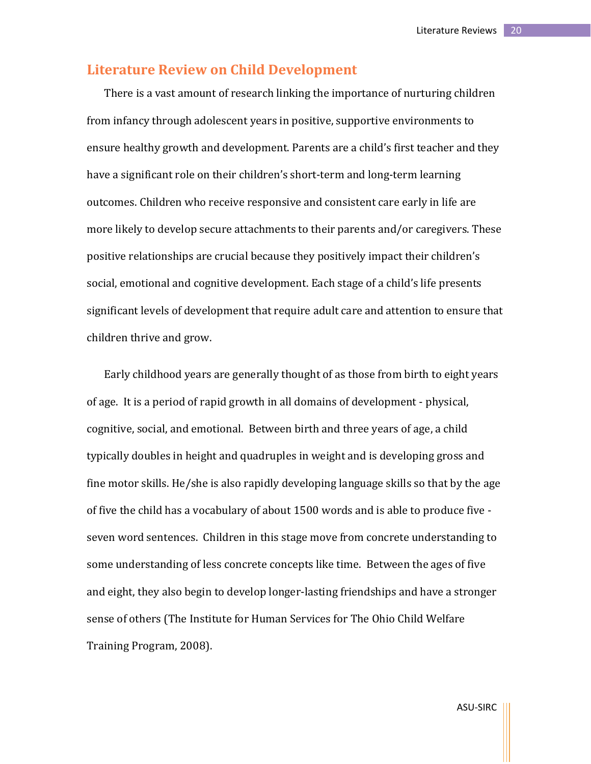## Literature Review on Child Development

There is a vast amount of research linking the importance of nurturing children from infancy through adolescent years in positive, supportive environments to ensure healthy growth and development. Parents are a child's first teacher and they have a significant role on their children's short-term and long-term learning outcomes. Children who receive responsive and consistent care early in life are more likely to develop secure attachments to their parents and/or caregivers. These positive relationships are crucial because they positively impact their children's social, emotional and cognitive development. Each stage of a child's life presents significant levels of development that require adult care and attention to ensure that children thrive and grow.

Early childhood years are generally thought of as those from birth to eight years of age. It is a period of rapid growth in all domains of development - physical, cognitive, social, and emotional. Between birth and three years of age, a child typically doubles in height and quadruples in weight and is developing gross and fine motor skills. He/she is also rapidly developing language skills so that by the age of five the child has a vocabulary of about 1500 words and is able to produce five - seven word sentences. Children in this stage move from concrete understanding to some understanding of less concrete concepts like time. Between the ages of five and eight, they also begin to develop longer-lasting friendships and have a stronger sense of others (The Institute for Human Services for The Ohio Child Welfare Training Program, 2008).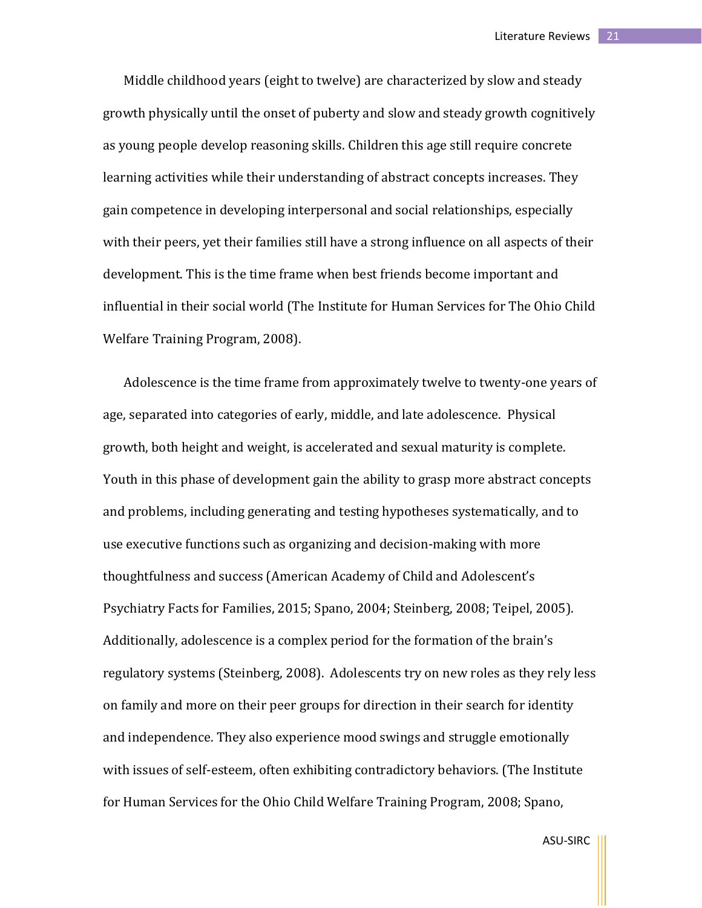Middle childhood years (eight to twelve) are characterized by slow and steady growth physically until the onset of puberty and slow and steady growth cognitively as young people develop reasoning skills. Children this age still require concrete learning activities while their understanding of abstract concepts increases. They gain competence in developing interpersonal and social relationships, especially with their peers, yet their families still have a strong influence on all aspects of their development. This is the time frame when best friends become important and influential in their social world (The Institute for Human Services for The Ohio Child Welfare Training Program, 2008).

Adolescence is the time frame from approximately twelve to twenty-one years of age, separated into categories of early, middle, and late adolescence. Physical growth, both height and weight, is accelerated and sexual maturity is complete. Youth in this phase of development gain the ability to grasp more abstract concepts and problems, including generating and testing hypotheses systematically, and to use executive functions such as organizing and decision-making with more thoughtfulness and success (American Academy of Child and Adolescent's Psychiatry Facts for Families, 2015; Spano, 2004; Steinberg, 2008; Teipel, 2005). Additionally, adolescence is a complex period for the formation of the brain's regulatory systems (Steinberg, 2008). Adolescents try on new roles as they rely less on family and more on their peer groups for direction in their search for identity and independence. They also experience mood swings and struggle emotionally with issues of self-esteem, often exhibiting contradictory behaviors. (The Institute for Human Services for the Ohio Child Welfare Training Program, 2008; Spano,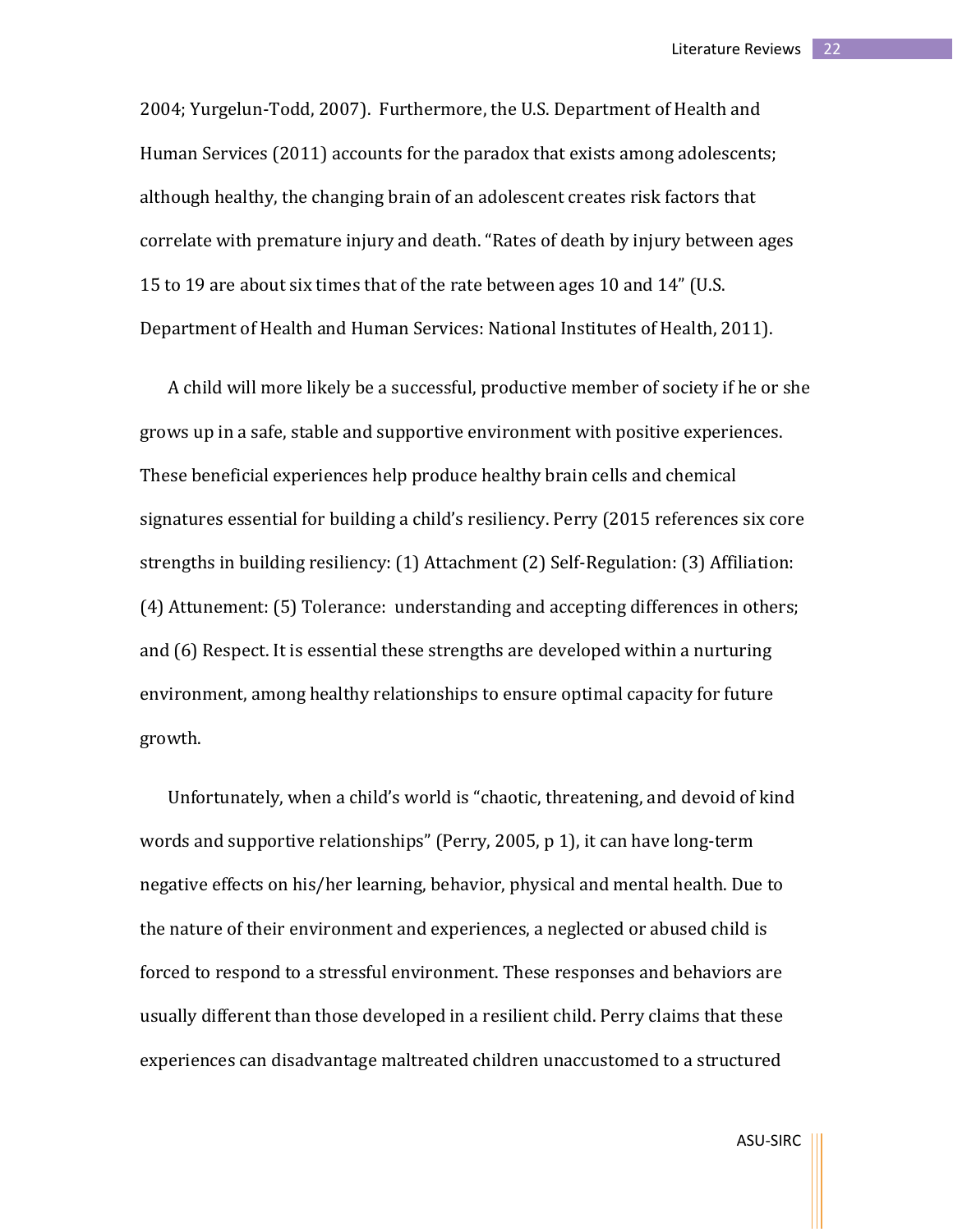2004; Yurgelun-Todd, 2007). Furthermore, the U.S. Department of Health and Human Services (2011) accounts for the paradox that exists among adolescents; although healthy, the changing brain of an adolescent creates risk factors that correlate with premature injury and death. "Rates of death by injury between ages 15 to 19 are about six times that of the rate between ages 10 and 14" (U.S. Department of Health and Human Services: National Institutes of Health, 2011).

A child will more likely be a successful, productive member of society if he or she grows up in a safe, stable and supportive environment with positive experiences. These beneficial experiences help produce healthy brain cells and chemical signatures essential for building a child's resiliency. Perry (2015 references six core strengths in building resiliency: (1) Attachment (2) Self-Regulation: (3) Affiliation: (4) Attunement: (5) Tolerance: understanding and accepting differences in others; and (6) Respect. It is essential these strengths are developed within a nurturing environment, among healthy relationships to ensure optimal capacity for future growth.

Unfortunately, when a child's world is "chaotic, threatening, and devoid of kind words and supportive relationships" (Perry, 2005, p 1), it can have long-term negative effects on his/her learning, behavior, physical and mental health. Due to the nature of their environment and experiences, a neglected or abused child is forced to respond to a stressful environment. These responses and behaviors are usually different than those developed in a resilient child. Perry claims that these experiences can disadvantage maltreated children unaccustomed to a structured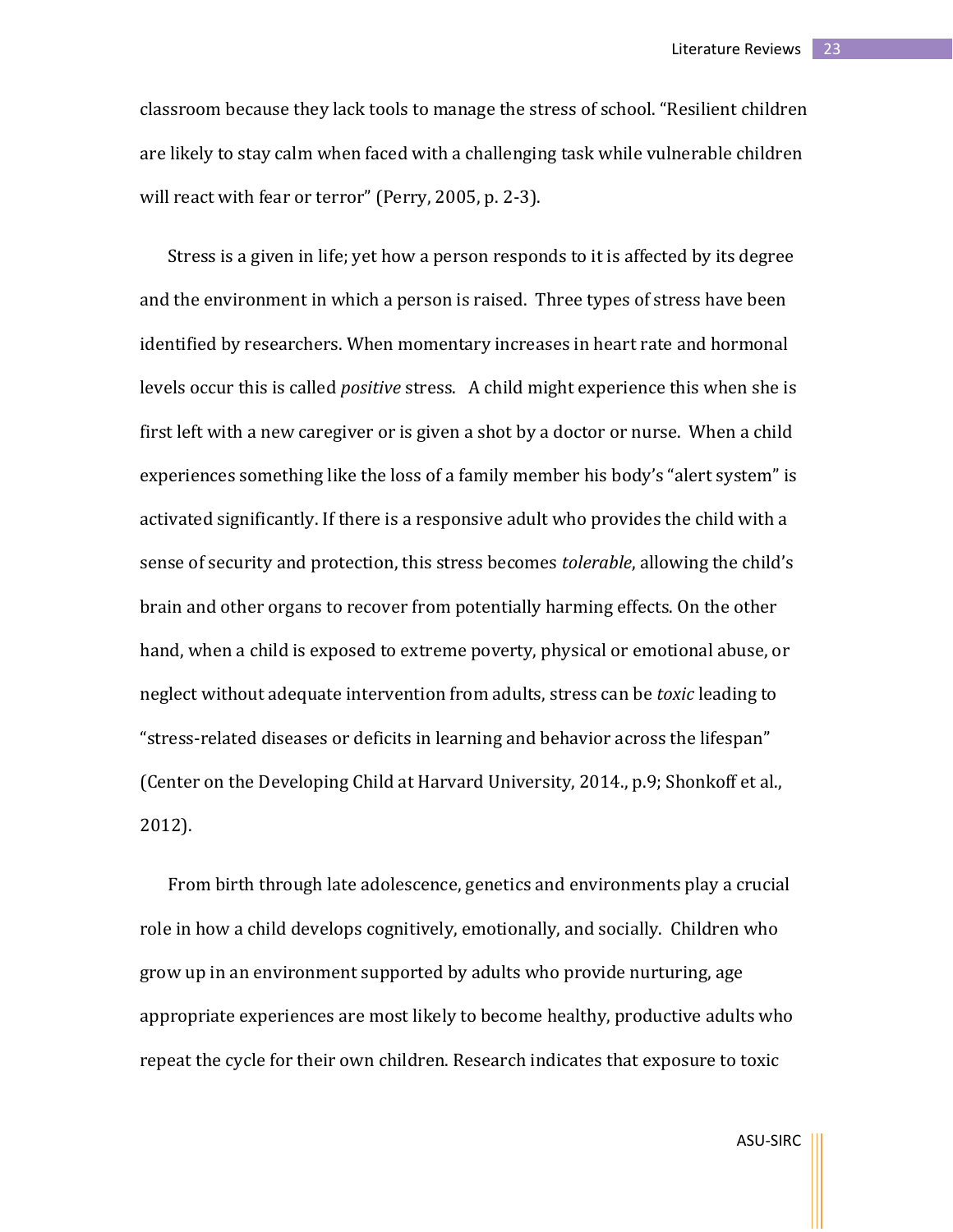classroom because they lack tools to manage the stress of school. "Resilient children are likely to stay calm when faced with a challenging task while vulnerable children will react with fear or terror" (Perry, 2005, p. 2-3).

Stress is a given in life; yet how a person responds to it is affected by its degree and the environment in which a person is raised. Three types of stress have been identified by researchers. When momentary increases in heart rate and hormonal levels occur this is called *positive* stress. A child might experience this when she is first left with a new caregiver or is given a shot by a doctor or nurse. When a child experiences something like the loss of a family member his body's "alert system" is activated significantly. If there is a responsive adult who provides the child with a sense of security and protection, this stress becomes *tolerable*, allowing the child's brain and other organs to recover from potentially harming effects. On the other hand, when a child is exposed to extreme poverty, physical or emotional abuse, or neglect without adequate intervention from adults, stress can be *toxic* leading to "stress-related diseases or deficits in learning and behavior across the lifespan" (Center on the Developing Child at Harvard University, 2014., p.9; Shonkoff et al., 2012).

From birth through late adolescence, genetics and environments play a crucial role in how a child develops cognitively, emotionally, and socially. Children who grow up in an environment supported by adults who provide nurturing, age appropriate experiences are most likely to become healthy, productive adults who repeat the cycle for their own children. Research indicates that exposure to toxic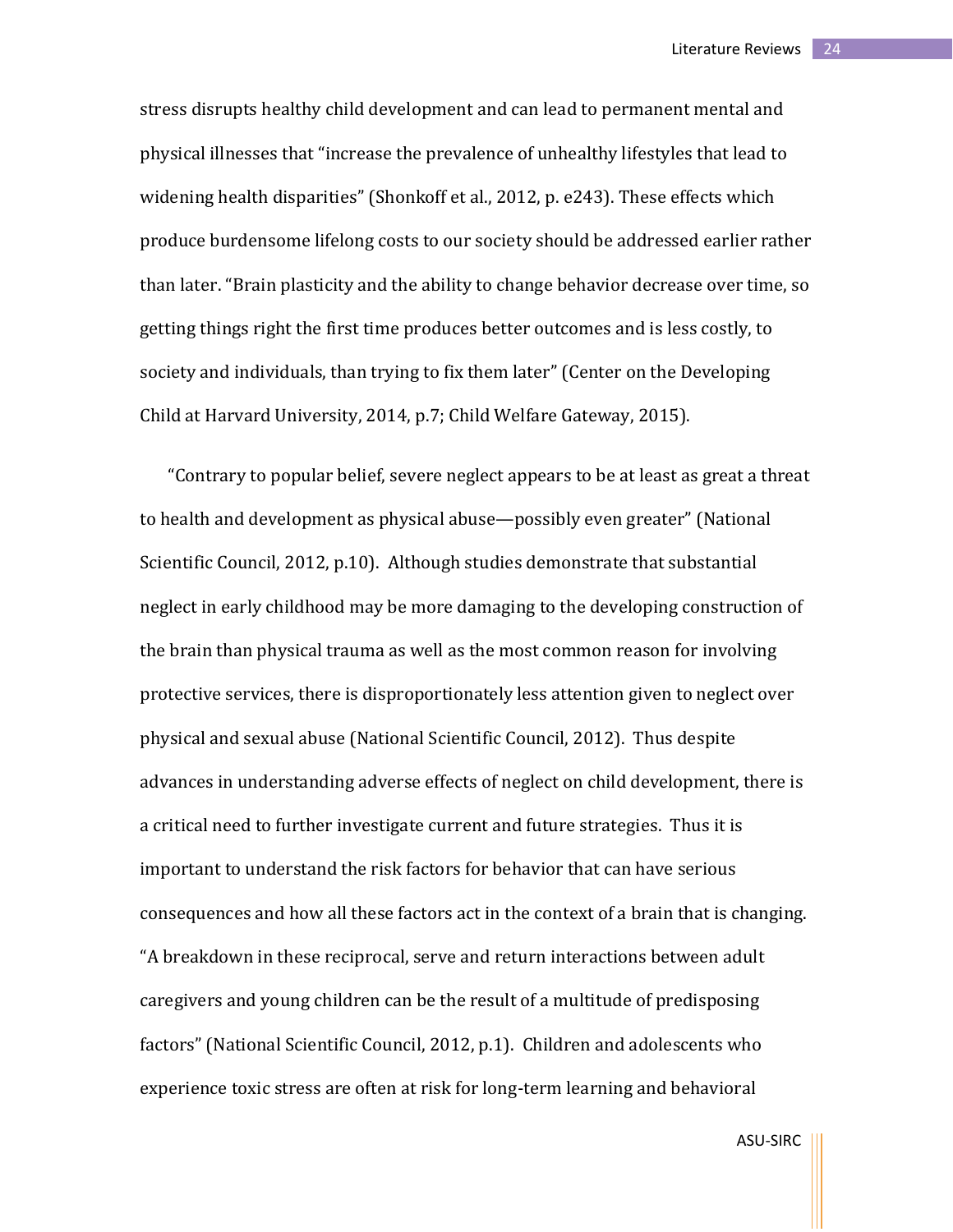stress disrupts healthy child development and can lead to permanent mental and physical illnesses that "increase the prevalence of unhealthy lifestyles that lead to widening health disparities" (Shonkoff et al., 2012, p. e243). These effects which produce burdensome lifelong costs to our society should be addressed earlier rather than later. "Brain plasticity and the ability to change behavior decrease over time, so getting things right the first time produces better outcomes and is less costly, to society and individuals, than trying to fix them later" (Center on the Developing Child at Harvard University, 2014, p.7; Child Welfare Gateway, 2015).

"Contrary to popular belief, severe neglect appears to be at least as great a threat to health and development as physical abuse—possibly even greater" (National Scientific Council, 2012, p.10). Although studies demonstrate that substantial neglect in early childhood may be more damaging to the developing construction of the brain than physical trauma as well as the most common reason for involving protective services, there is disproportionately less attention given to neglect over physical and sexual abuse (National Scientific Council, 2012). Thus despite advances in understanding adverse effects of neglect on child development, there is a critical need to further investigate current and future strategies. Thus it is important to understand the risk factors for behavior that can have serious consequences and how all these factors act in the context of a brain that is changing. "A breakdown in these reciprocal, serve and return interactions between adult caregivers and young children can be the result of a multitude of predisposing factors" (National Scientific Council, 2012, p.1). Children and adolescents who experience toxic stress are often at risk for long-term learning and behavioral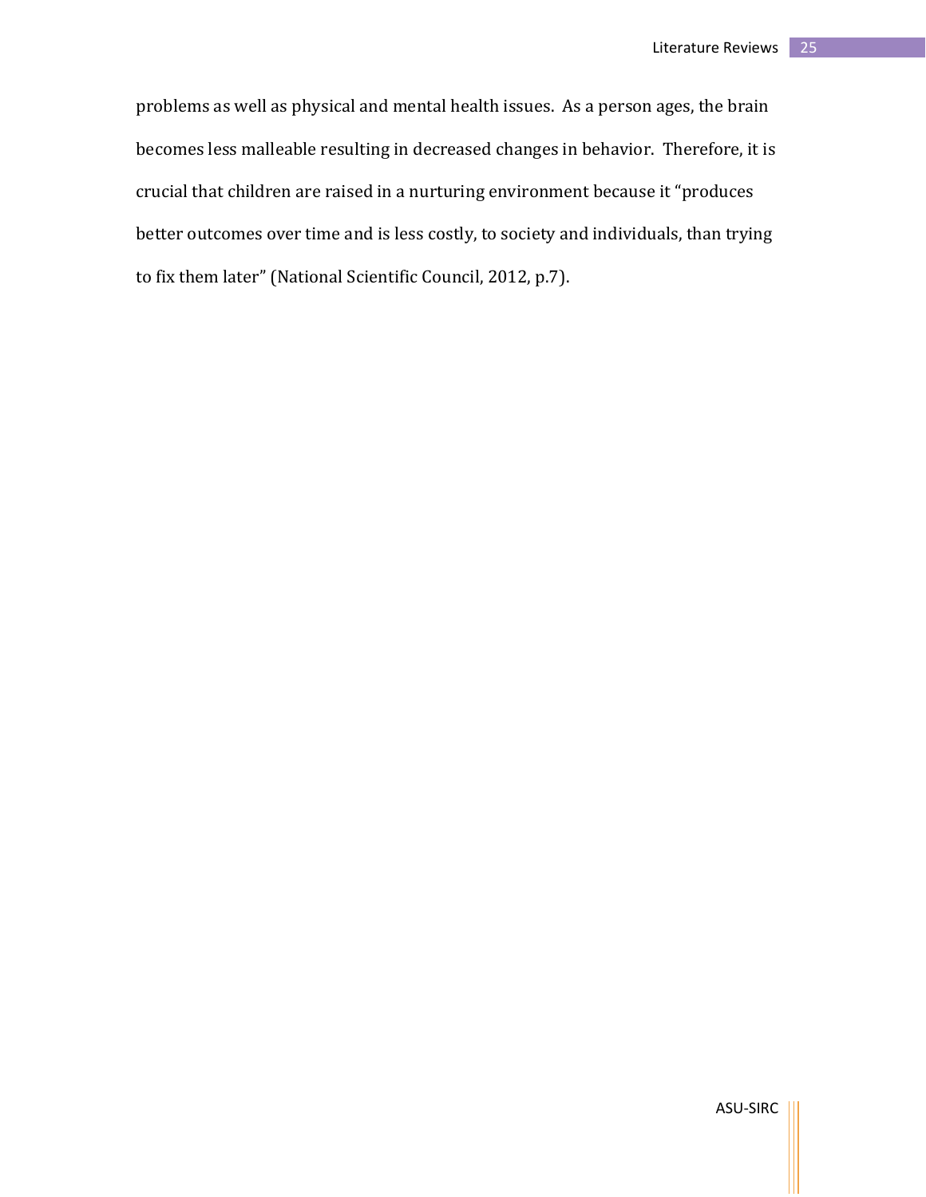problems as well as physical and mental health issues. As a person ages, the brain becomes less malleable resulting in decreased changes in behavior. Therefore, it is crucial that children are raised in a nurturing environment because it "produces better outcomes over time and is less costly, to society and individuals, than trying to fix them later" (National Scientific Council, 2012, p.7).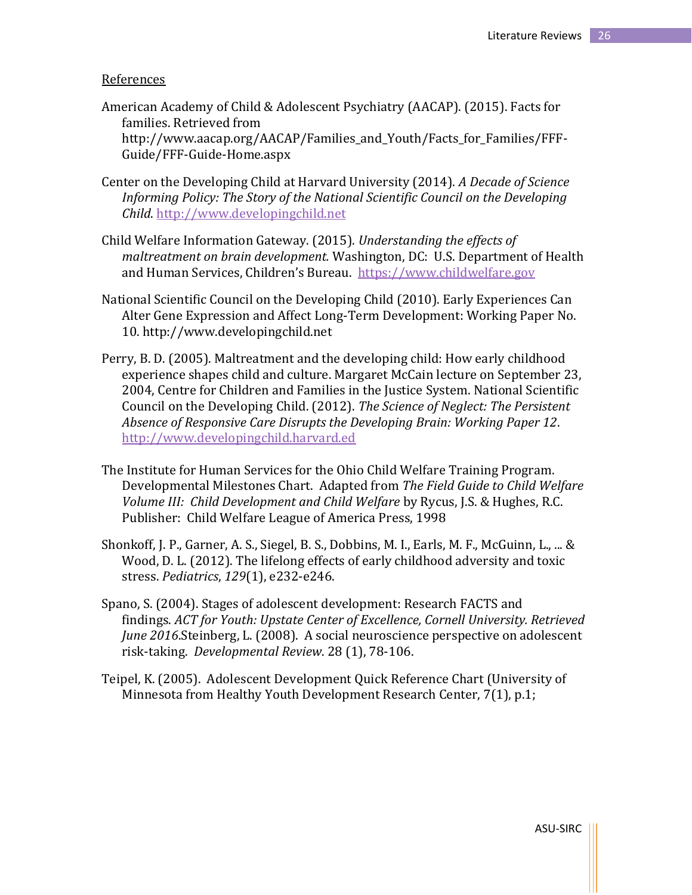References

American Academy of Child & Adolescent Psychiatry (AACAP). (2015). Facts for families. Retrieved from http://www.aacap.org/AACAP/Families_and_Youth/Facts_for_Families/FFF-Guide/FFF-Guide-Home.aspx

Center on the Developing Child at Harvard University (2014). *A Decade of Science Informing Policy: The Story of the National Scientific Council on the Developing Child*. http://www.developingchild.net

Child Welfare Information Gateway. (2015). *Understanding the effects of maltreatment on brain development.* Washington, DC: U.S. Department of Health and Human Services, Children's Bureau. https://www.childwelfare.gov

National Scientific Council on the Developing Child (2010). Early Experiences Can Alter Gene Expression and Affect Long-Term Development: Working Paper No. 10. http://www.developingchild.net

Perry, B. D. (2005). Maltreatment and the developing child: How early childhood experience shapes child and culture. Margaret McCain lecture on September 23, 2004, Centre for Children and Families in the Justice System. National Scientific Council on the Developing Child. (2012). *The Science of Neglect: The Persistent Absence of Responsive Care Disrupts the Developing Brain: Working Paper 12*. http://www.developingchild.harvard.ed

The Institute for Human Services for the Ohio Child Welfare Training Program. Developmental Milestones Chart. Adapted from *The Field Guide to Child Welfare Volume III: Child Development and Child Welfare* by Rycus, J.S. & Hughes, R.C. Publisher: Child Welfare League of America Press, 1998

Shonkoff, J. P., Garner, A. S., Siegel, B. S., Dobbins, M. I., Earls, M. F., McGuinn, L., ... & Wood, D. L. (2012). The lifelong effects of early childhood adversity and toxic stress. *Pediatrics*, *129*(1), e232-e246.

Spano, S. (2004). Stages of adolescent development: Research FACTS and findings. *ACT for Youth: Upstate Center of Excellence, Cornell University. Retrieved June 2016*.Steinberg, L. (2008). A social neuroscience perspective on adolescent risk-taking. *Developmental Review*. 28 (1), 78-106.

Teipel, K. (2005). Adolescent Development Quick Reference Chart (University of Minnesota from Healthy Youth Development Research Center, 7(1), p.1;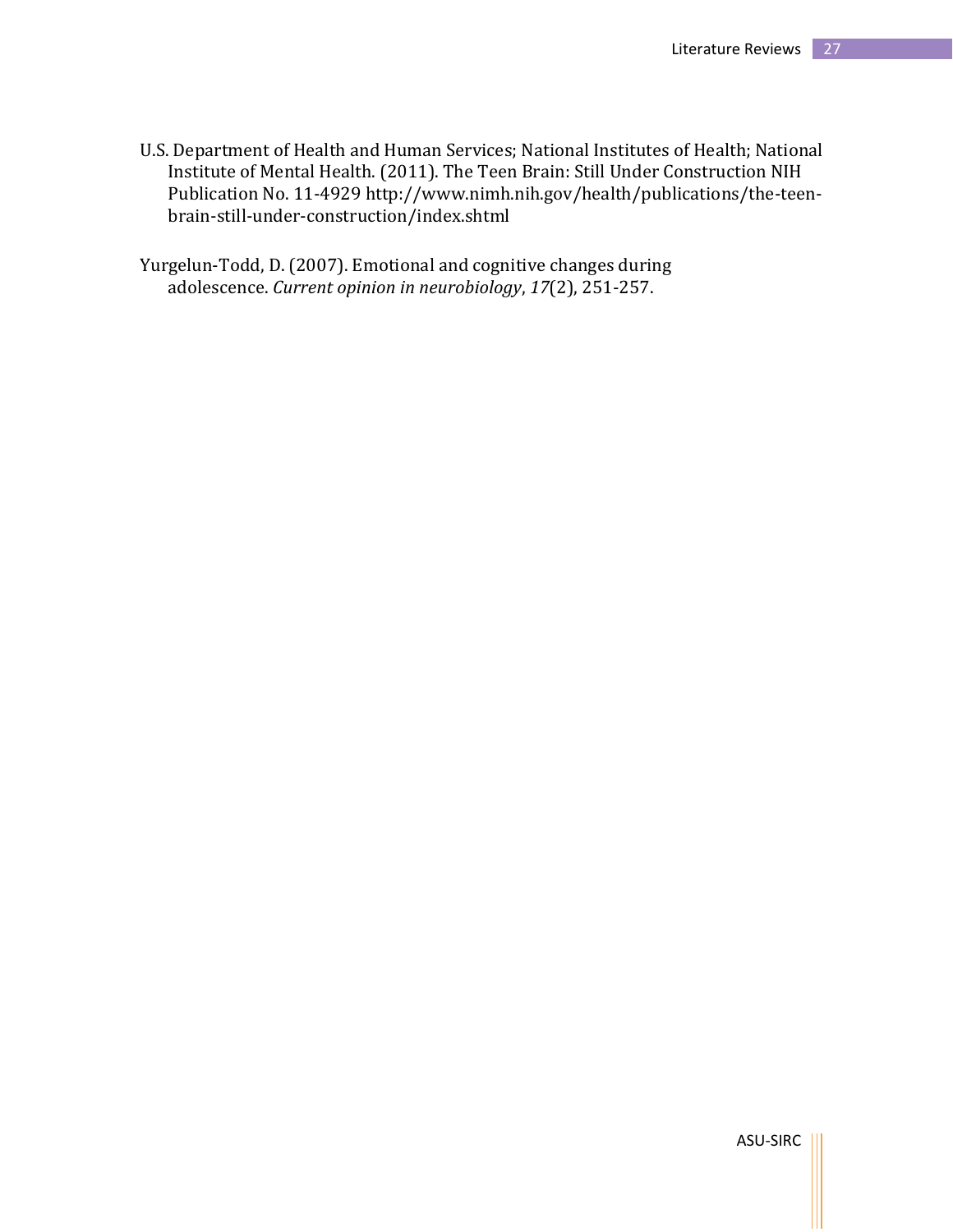U.S. Department of Health and Human Services; National Institutes of Health; National Institute of Mental Health. (2011). The Teen Brain: Still Under Construction NIH Publication No. 11-4929 http://www.nimh.nih.gov/health/publications/the-teen-brain-still-under-construction/index.shtml

Yurgelun-Todd, D. (2007). Emotional and cognitive changes during adolescence. *Current opinion in neurobiology*, *17*(2), 251-257.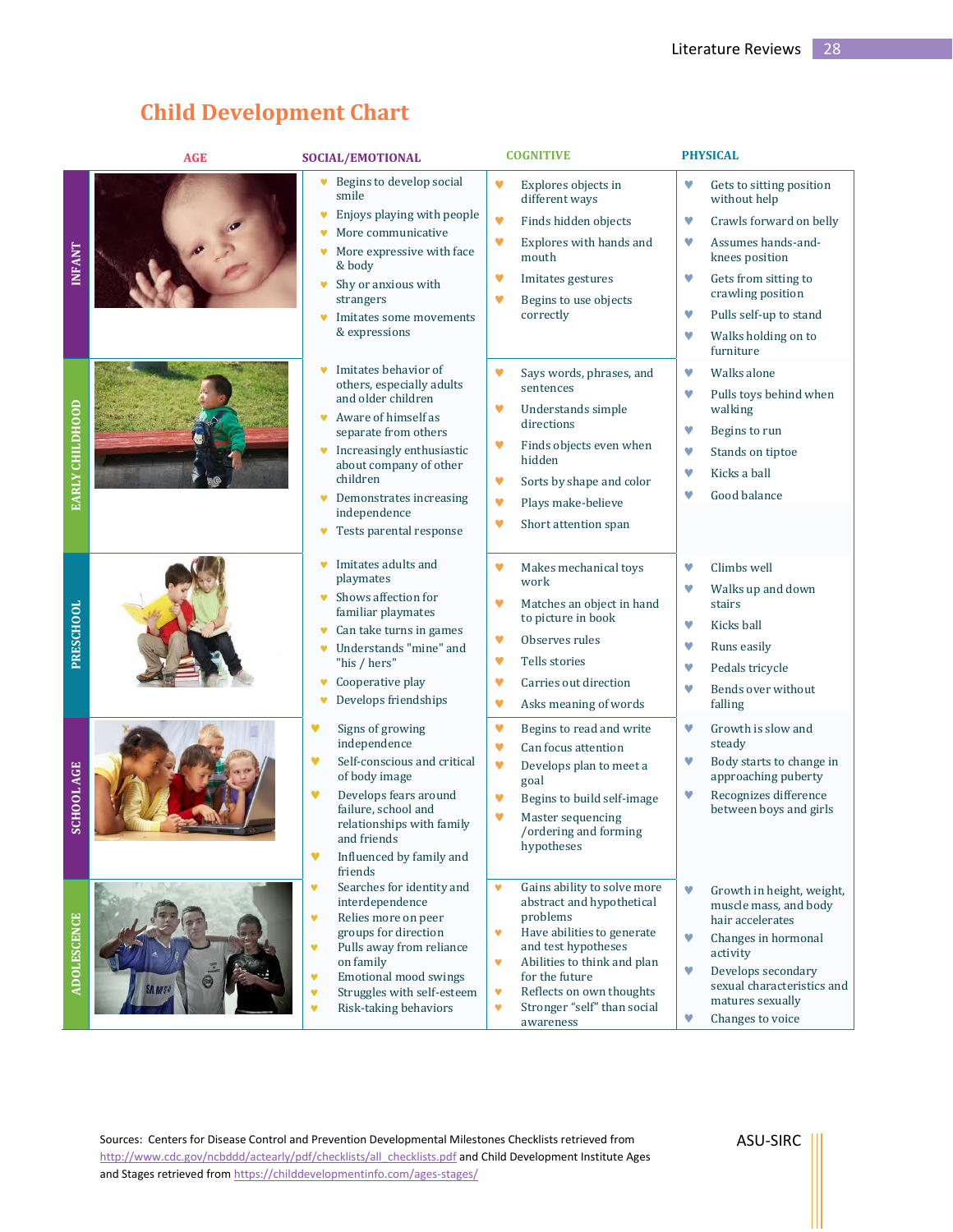# Child Development Chart

| AGE | SOCIAL/EMOTIONAL | COGNITIVE | PHYSICAL |
|---|---|---|---|
| INFANT | • Begins to develop social smile<br>• Enjoys playing with people<br>• More communicative<br>• More expressive with face & body<br>• Shy or anxious with strangers<br>• Imitates some movements & expressions | • Explores objects in different ways<br>• Finds hidden objects<br>• Explores with hands and mouth<br>• Imitates gestures<br>• Begins to use objects correctly | • Gets to sitting position without help<br>• Crawls forward on belly<br>• Assumes hands-and-knees position<br>• Gets from sitting to crawling position<br>• Pulls self-up to stand<br>• Walks holding on to furniture |
| EARLY CHILDHOOD | • Imitates behavior of others, especially adults and older children<br>• Aware of himself as separate from others<br>• Increasingly enthusiastic about company of other children<br>• Demonstrates increasing independence<br>• Tests parental response | • Says words, phrases, and sentences<br>• Understands simple directions<br>• Finds objects even when hidden<br>• Sorts by shape and color<br>• Plays make-believe<br>• Short attention span | • Walks alone<br>• Pulls toys behind when walking<br>• Begins to run<br>• Stands on tiptoe<br>• Kicks a ball<br>• Good balance |
| PRESCHOOL | • Imitates adults and playmates<br>• Shows affection for familiar playmates<br>• Can take turns in games<br>• Understands "mine" and "his / hers"<br>• Cooperative play<br>• Develops friendships | • Makes mechanical toys work<br>• Matches an object in hand to picture in book<br>• Observes rules<br>• Tells stories<br>• Carries out direction<br>• Asks meaning of words | • Climbs well<br>• Walks up and down stairs<br>• Kicks ball<br>• Runs easily<br>• Pedals tricycle<br>• Bends over without falling |
| SCHOOL AGE | • Signs of growing independence<br>• Self-conscious and critical of body image<br>• Develops fears around failure, school and relationships with family and friends<br>• Influenced by family and friends | • Begins to read and write<br>• Can focus attention<br>• Develops plan to meet a goal<br>• Begins to build self-image<br>• Master sequencing /ordering and forming hypotheses | • Growth is slow and steady<br>• Body starts to change in approaching puberty<br>• Recognizes difference between boys and girls |
| ADOLESCENCE | • Searches for identity and interdependence<br>• Relies more on peer groups for direction<br>• Pulls away from reliance on family<br>• Emotional mood swings<br>• Struggles with self-esteem<br>• Risk-taking behaviors | • Gains ability to solve more abstract and hypothetical problems<br>• Have abilities to generate and test hypotheses<br>• Abilities to think and plan for the future<br>• Reflects on own thoughts<br>• Stronger "self" than social awareness | • Growth in height, weight, muscle mass, and body hair accelerates<br>• Changes in hormonal activity<br>• Develops secondary sexual characteristics and matures sexually<br>• Changes to voice |

Sources: Centers for Disease Control and Prevention Developmental Milestones Checklists retrieved from http://www.cdc.gov/ncbddd/actearly/pdf/checklists/all_checklists.pdf and Child Development Institute Ages and Stages retrieved from https://childdevelopmentinfo.com/ages-stages/

ASU-SIRC